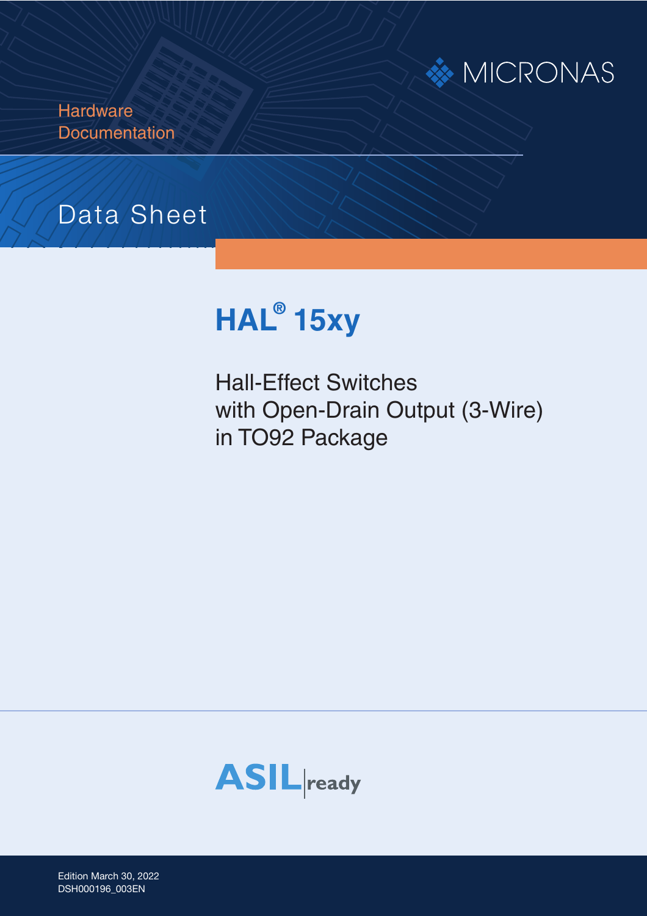MICRONAS

Hardware Documentation

# Data Sheet

# HAL® 15xy

Hall-Effect Switches
with Open-Drain Output (3-Wire)
in TO92 Package

ASIL ready

Edition March 30, 2022
DSH000196_003EN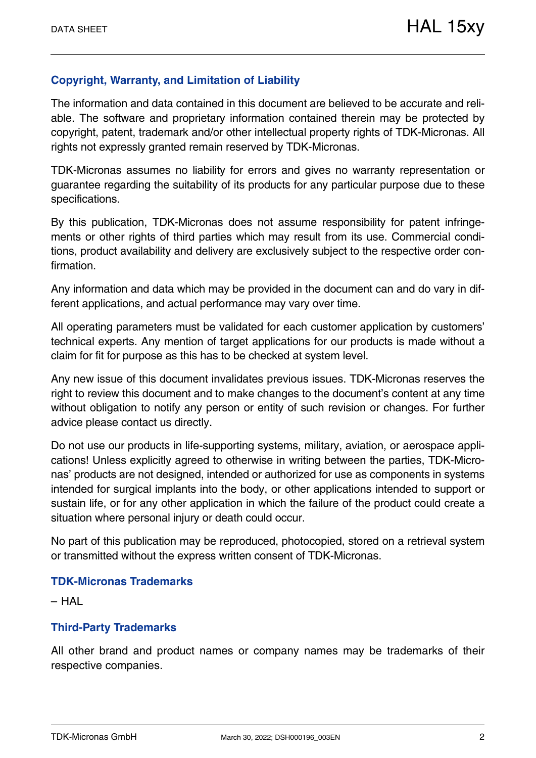## Copyright, Warranty, and Limitation of Liability

The information and data contained in this document are believed to be accurate and reliable. The software and proprietary information contained therein may be protected by copyright, patent, trademark and/or other intellectual property rights of TDK-Micronas. All rights not expressly granted remain reserved by TDK-Micronas.

TDK-Micronas assumes no liability for errors and gives no warranty representation or guarantee regarding the suitability of its products for any particular purpose due to these specifications.

By this publication, TDK-Micronas does not assume responsibility for patent infringements or other rights of third parties which may result from its use. Commercial conditions, product availability and delivery are exclusively subject to the respective order confirmation.

Any information and data which may be provided in the document can and do vary in different applications, and actual performance may vary over time.

All operating parameters must be validated for each customer application by customers' technical experts. Any mention of target applications for our products is made without a claim for fit for purpose as this has to be checked at system level.

Any new issue of this document invalidates previous issues. TDK-Micronas reserves the right to review this document and to make changes to the document's content at any time without obligation to notify any person or entity of such revision or changes. For further advice please contact us directly.

Do not use our products in life-supporting systems, military, aviation, or aerospace applications! Unless explicitly agreed to otherwise in writing between the parties, TDK-Micronas' products are not designed, intended or authorized for use as components in systems intended for surgical implants into the body, or other applications intended to support or sustain life, or for any other application in which the failure of the product could create a situation where personal injury or death could occur.

No part of this publication may be reproduced, photocopied, stored on a retrieval system or transmitted without the express written consent of TDK-Micronas.

## TDK-Micronas Trademarks

– HAL

## Third-Party Trademarks

All other brand and product names or company names may be trademarks of their respective companies.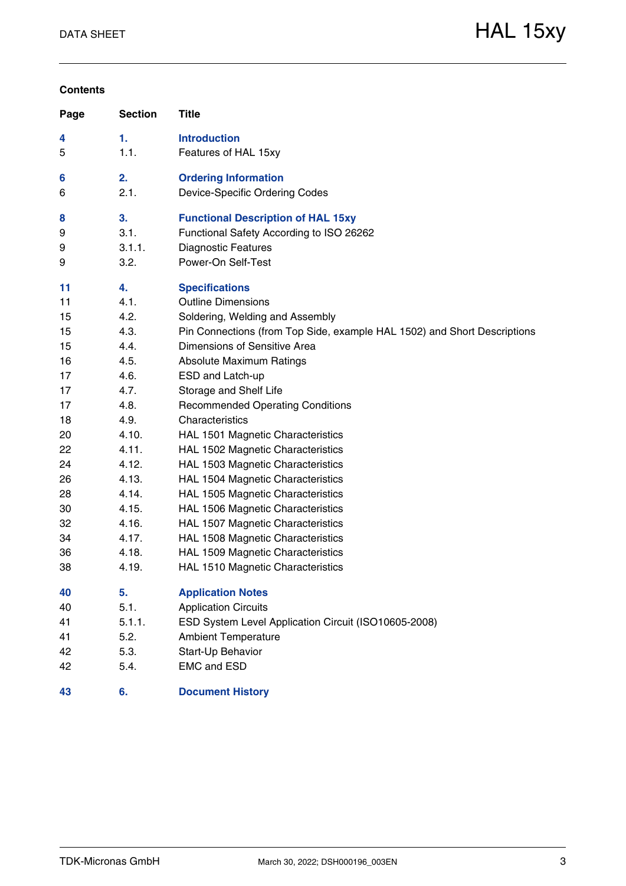## Contents

| Page | Section | Title |
|---|---|---|
| **4** | **1.** | **Introduction** |
| 5 | 1.1. | Features of HAL 15xy |
| **6** | **2.** | **Ordering Information** |
| 6 | 2.1. | Device-Specific Ordering Codes |
| **8** | **3.** | **Functional Description of HAL 15xy** |
| 9 | 3.1. | Functional Safety According to ISO 26262 |
| 9 | 3.1.1. | Diagnostic Features |
| 9 | 3.2. | Power-On Self-Test |
| **11** | **4.** | **Specifications** |
| 11 | 4.1. | Outline Dimensions |
| 15 | 4.2. | Soldering, Welding and Assembly |
| 15 | 4.3. | Pin Connections (from Top Side, example HAL 1502) and Short Descriptions |
| 15 | 4.4. | Dimensions of Sensitive Area |
| 16 | 4.5. | Absolute Maximum Ratings |
| 17 | 4.6. | ESD and Latch-up |
| 17 | 4.7. | Storage and Shelf Life |
| 17 | 4.8. | Recommended Operating Conditions |
| 18 | 4.9. | Characteristics |
| 20 | 4.10. | HAL 1501 Magnetic Characteristics |
| 22 | 4.11. | HAL 1502 Magnetic Characteristics |
| 24 | 4.12. | HAL 1503 Magnetic Characteristics |
| 26 | 4.13. | HAL 1504 Magnetic Characteristics |
| 28 | 4.14. | HAL 1505 Magnetic Characteristics |
| 30 | 4.15. | HAL 1506 Magnetic Characteristics |
| 32 | 4.16. | HAL 1507 Magnetic Characteristics |
| 34 | 4.17. | HAL 1508 Magnetic Characteristics |
| 36 | 4.18. | HAL 1509 Magnetic Characteristics |
| 38 | 4.19. | HAL 1510 Magnetic Characteristics |
| **40** | **5.** | **Application Notes** |
| 40 | 5.1. | Application Circuits |
| 41 | 5.1.1. | ESD System Level Application Circuit (ISO10605-2008) |
| 41 | 5.2. | Ambient Temperature |
| 42 | 5.3. | Start-Up Behavior |
| 42 | 5.4. | EMC and ESD |
| **43** | **6.** | **Document History** |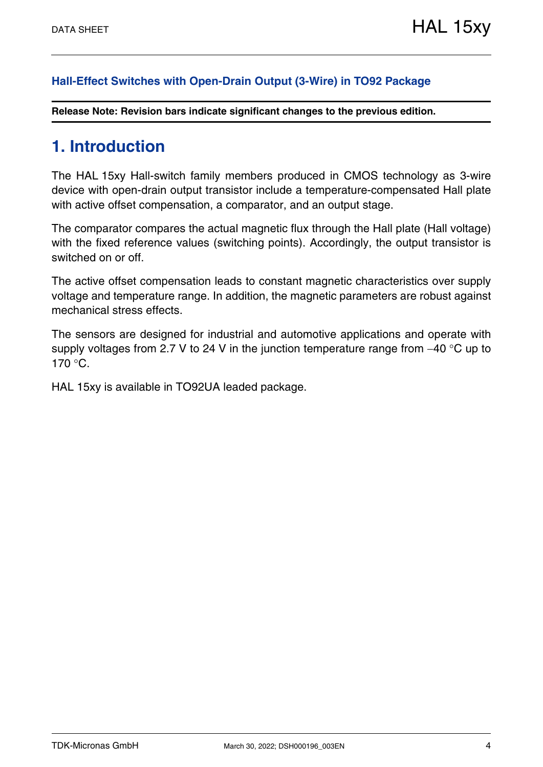**Hall-Effect Switches with Open-Drain Output (3-Wire) in TO92 Package**

**Release Note: Revision bars indicate significant changes to the previous edition.**

# 1. Introduction

The HAL 15xy Hall-switch family members produced in CMOS technology as 3-wire device with open-drain output transistor include a temperature-compensated Hall plate with active offset compensation, a comparator, and an output stage.

The comparator compares the actual magnetic flux through the Hall plate (Hall voltage) with the fixed reference values (switching points). Accordingly, the output transistor is switched on or off.

The active offset compensation leads to constant magnetic characteristics over supply voltage and temperature range. In addition, the magnetic parameters are robust against mechanical stress effects.

The sensors are designed for industrial and automotive applications and operate with supply voltages from 2.7 V to 24 V in the junction temperature range from –40 °C up to 170 °C.

HAL 15xy is available in TO92UA leaded package.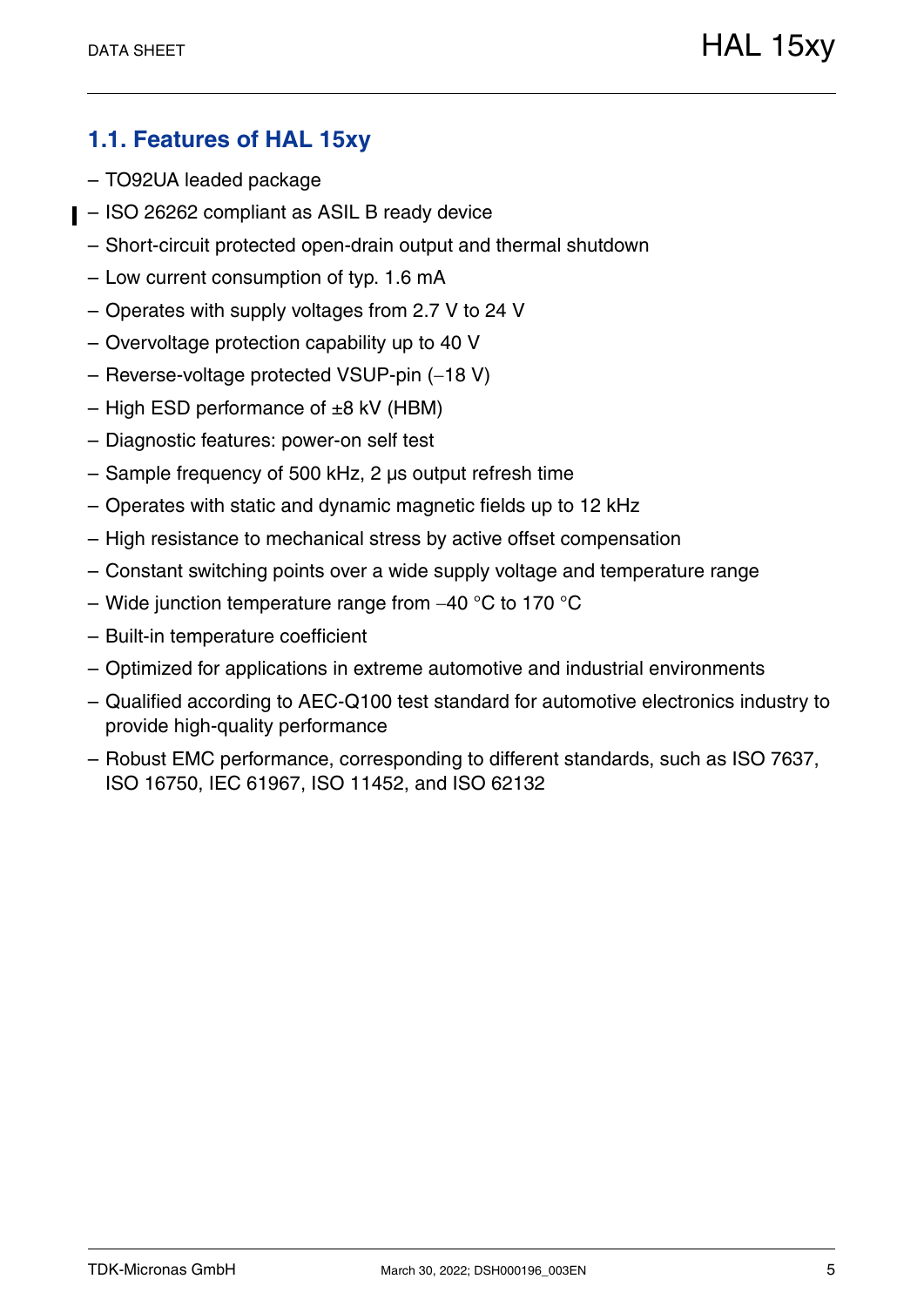## 1.1. Features of HAL 15xy

- TO92UA leaded package
- ISO 26262 compliant as ASIL B ready device
- Short-circuit protected open-drain output and thermal shutdown
- Low current consumption of typ. 1.6 mA
- Operates with supply voltages from 2.7 V to 24 V
- Overvoltage protection capability up to 40 V
- Reverse-voltage protected VSUP-pin (−18 V)
- High ESD performance of ±8 kV (HBM)
- Diagnostic features: power-on self test
- Sample frequency of 500 kHz, 2 µs output refresh time
- Operates with static and dynamic magnetic fields up to 12 kHz
- High resistance to mechanical stress by active offset compensation
- Constant switching points over a wide supply voltage and temperature range
- Wide junction temperature range from −40 °C to 170 °C
- Built-in temperature coefficient
- Optimized for applications in extreme automotive and industrial environments
- Qualified according to AEC-Q100 test standard for automotive electronics industry to provide high-quality performance
- Robust EMC performance, corresponding to different standards, such as ISO 7637, ISO 16750, IEC 61967, ISO 11452, and ISO 62132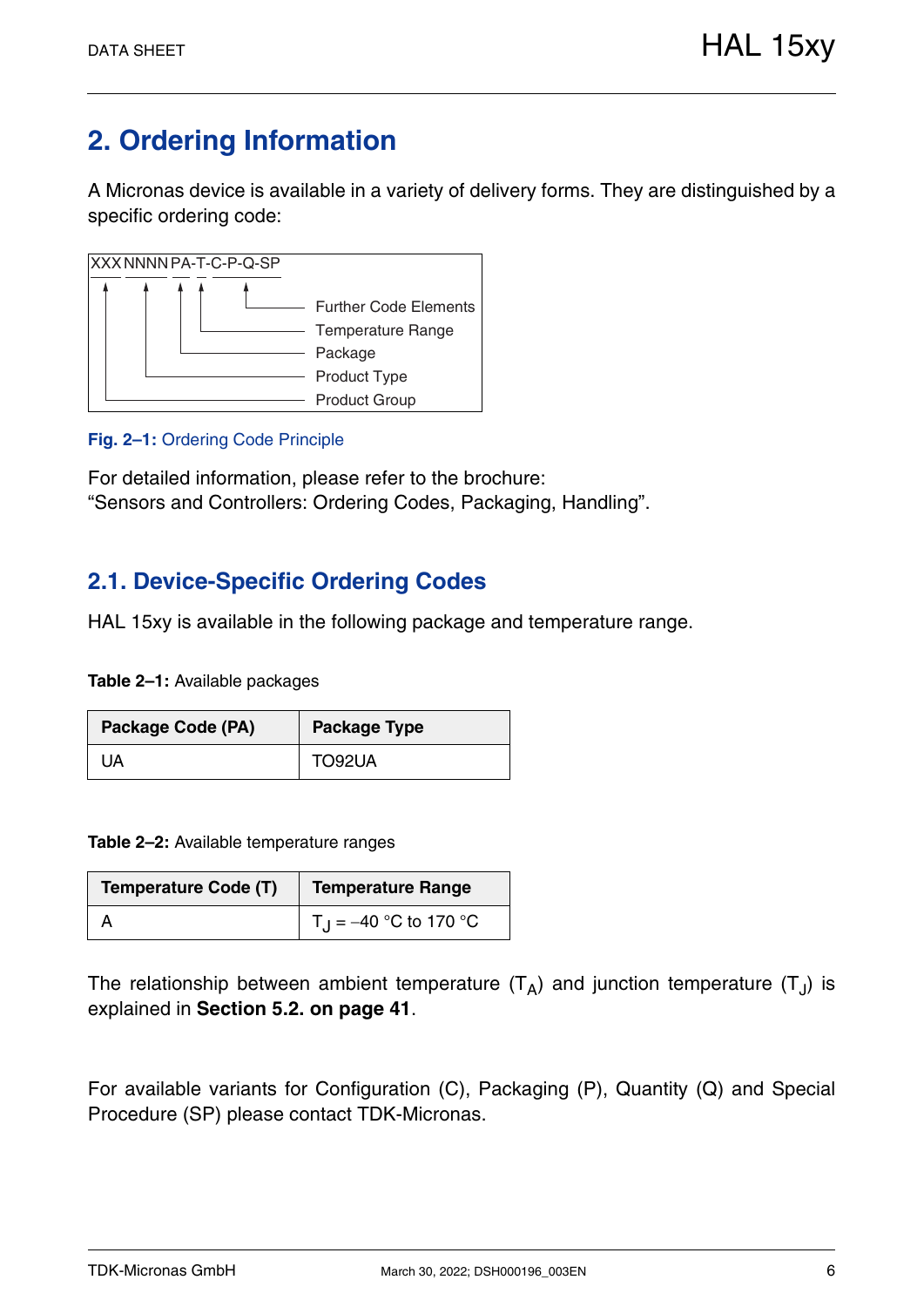# 2. Ordering Information

A Micronas device is available in a variety of delivery forms. They are distinguished by a specific ordering code:

```
XXX NNNN PA-T-C-P-Q-SP
 |    |   |  |    |
 |    |   |  |    └── Further Code Elements
 |    |   |  └─────── Temperature Range
 |    |   └────────── Package
 |    └────────────── Product Type
 └─────────────────── Product Group
```

**Fig. 2–1:** Ordering Code Principle

For detailed information, please refer to the brochure:
“Sensors and Controllers: Ordering Codes, Packaging, Handling”.

## 2.1. Device-Specific Ordering Codes

HAL 15xy is available in the following package and temperature range.

**Table 2–1:** Available packages

| Package Code (PA) | Package Type |
|---|---|
| UA | TO92UA |

**Table 2–2:** Available temperature ranges

| Temperature Code (T) | Temperature Range |
|---|---|
| A | $T_J$ = –40 °C to 170 °C |

The relationship between ambient temperature ($T_A$) and junction temperature ($T_J$) is explained in **Section 5.2. on page 41**.

For available variants for Configuration (C), Packaging (P), Quantity (Q) and Special Procedure (SP) please contact TDK-Micronas.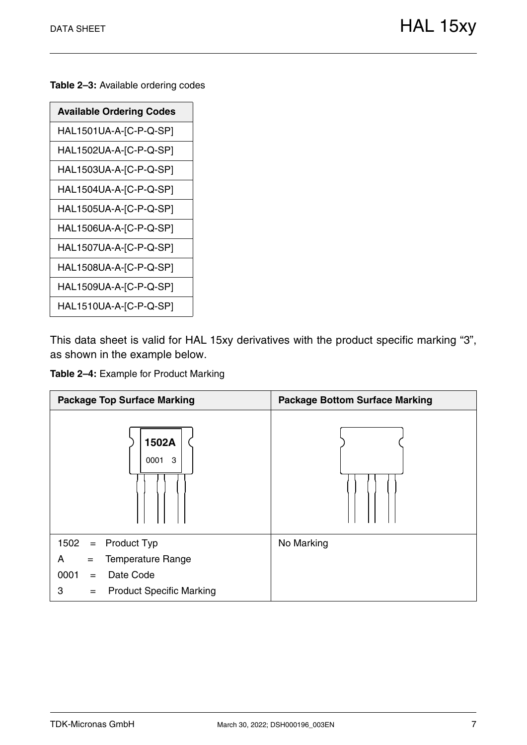**Table 2–3:** Available ordering codes

| Available Ordering Codes |
|---|
| HAL1501UA-A-[C-P-Q-SP] |
| HAL1502UA-A-[C-P-Q-SP] |
| HAL1503UA-A-[C-P-Q-SP] |
| HAL1504UA-A-[C-P-Q-SP] |
| HAL1505UA-A-[C-P-Q-SP] |
| HAL1506UA-A-[C-P-Q-SP] |
| HAL1507UA-A-[C-P-Q-SP] |
| HAL1508UA-A-[C-P-Q-SP] |
| HAL1509UA-A-[C-P-Q-SP] |
| HAL1510UA-A-[C-P-Q-SP] |

This data sheet is valid for HAL 15xy derivatives with the product specific marking “3”, as shown in the example below.

**Table 2–4:** Example for Product Marking

| Package Top Surface Marking | Package Bottom Surface Marking |
|---|---|
| 1502A<br>0001 3 | |
| 1502 = Product Typ<br>A = Temperature Range<br>0001 = Date Code<br>3 = Product Specific Marking | No Marking |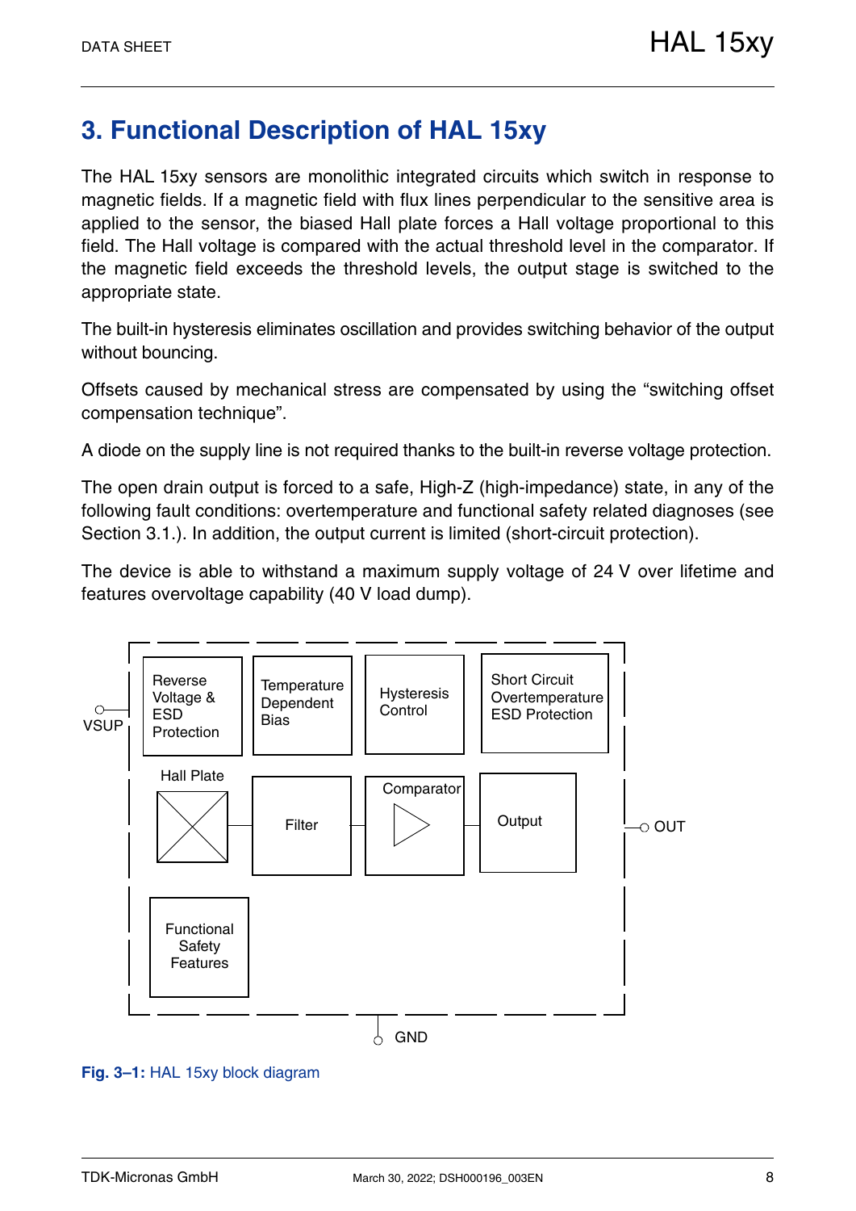# 3. Functional Description of HAL 15xy

The HAL 15xy sensors are monolithic integrated circuits which switch in response to magnetic fields. If a magnetic field with flux lines perpendicular to the sensitive area is applied to the sensor, the biased Hall plate forces a Hall voltage proportional to this field. The Hall voltage is compared with the actual threshold level in the comparator. If the magnetic field exceeds the threshold levels, the output stage is switched to the appropriate state.

The built-in hysteresis eliminates oscillation and provides switching behavior of the output without bouncing.

Offsets caused by mechanical stress are compensated by using the “switching offset compensation technique”.

A diode on the supply line is not required thanks to the built-in reverse voltage protection.

The open drain output is forced to a safe, High-Z (high-impedance) state, in any of the following fault conditions: overtemperature and functional safety related diagnoses (see Section 3.1.). In addition, the output current is limited (short-circuit protection).

The device is able to withstand a maximum supply voltage of 24 V over lifetime and features overvoltage capability (40 V load dump).

VSUP

Reverse Voltage & ESD Protection

Temperature Dependent Bias

Hysteresis Control

Short Circuit Overtemperature ESD Protection

Hall Plate

Filter

Comparator

Output

OUT

Functional Safety Features

GND

**Fig. 3–1:** HAL 15xy block diagram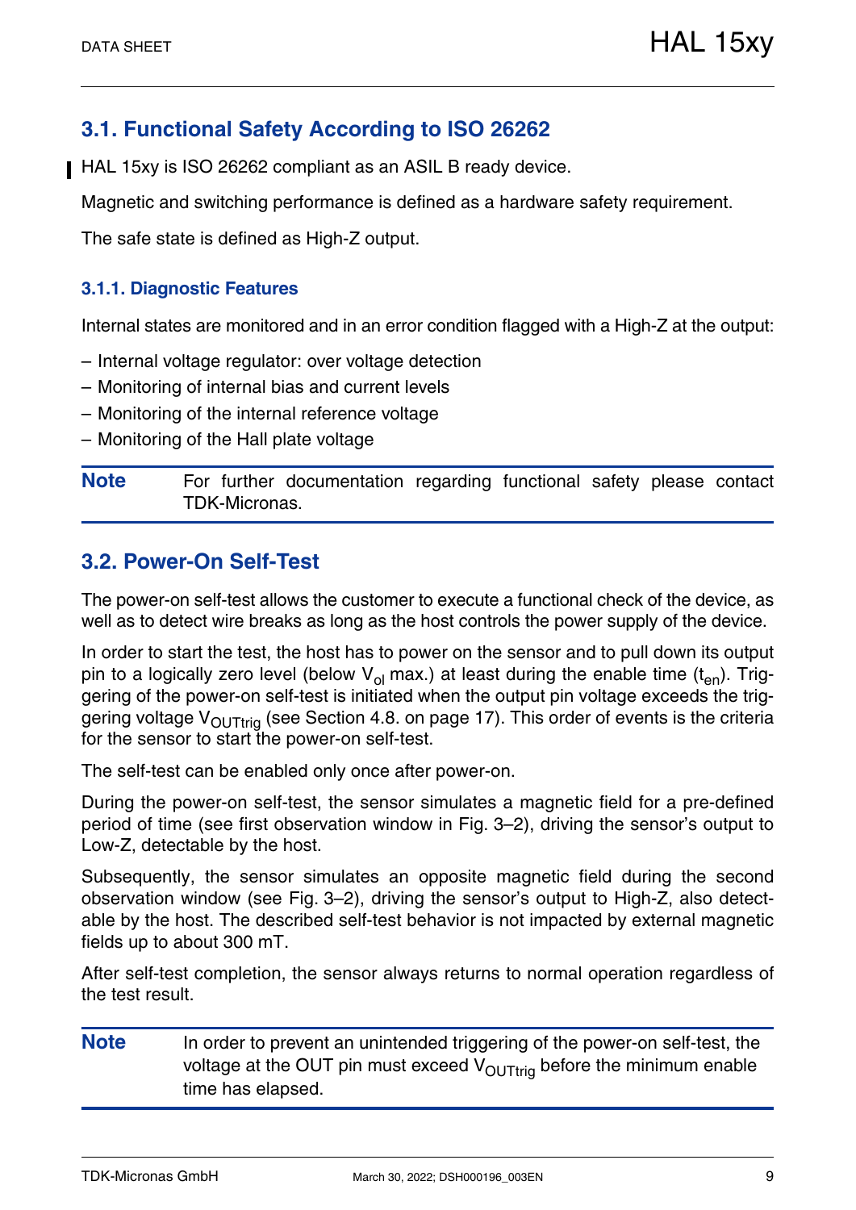## 3.1. Functional Safety According to ISO 26262

HAL 15xy is ISO 26262 compliant as an ASIL B ready device.

Magnetic and switching performance is defined as a hardware safety requirement.

The safe state is defined as High-Z output.

### 3.1.1. Diagnostic Features

Internal states are monitored and in an error condition flagged with a High-Z at the output:

– Internal voltage regulator: over voltage detection
– Monitoring of internal bias and current levels
– Monitoring of the internal reference voltage
– Monitoring of the Hall plate voltage

**Note** For further documentation regarding functional safety please contact TDK-Micronas.

## 3.2. Power-On Self-Test

The power-on self-test allows the customer to execute a functional check of the device, as well as to detect wire breaks as long as the host controls the power supply of the device.

In order to start the test, the host has to power on the sensor and to pull down its output pin to a logically zero level (below $V_{ol}$ max.) at least during the enable time ($t_{en}$). Triggering of the power-on self-test is initiated when the output pin voltage exceeds the triggering voltage $V_{OUTtrig}$ (see Section 4.8. on page 17). This order of events is the criteria for the sensor to start the power-on self-test.

The self-test can be enabled only once after power-on.

During the power-on self-test, the sensor simulates a magnetic field for a pre-defined period of time (see first observation window in Fig. 3–2), driving the sensor's output to Low-Z, detectable by the host.

Subsequently, the sensor simulates an opposite magnetic field during the second observation window (see Fig. 3–2), driving the sensor's output to High-Z, also detectable by the host. The described self-test behavior is not impacted by external magnetic fields up to about 300 mT.

After self-test completion, the sensor always returns to normal operation regardless of the test result.

**Note** In order to prevent an unintended triggering of the power-on self-test, the voltage at the OUT pin must exceed $V_{OUTtrig}$ before the minimum enable time has elapsed.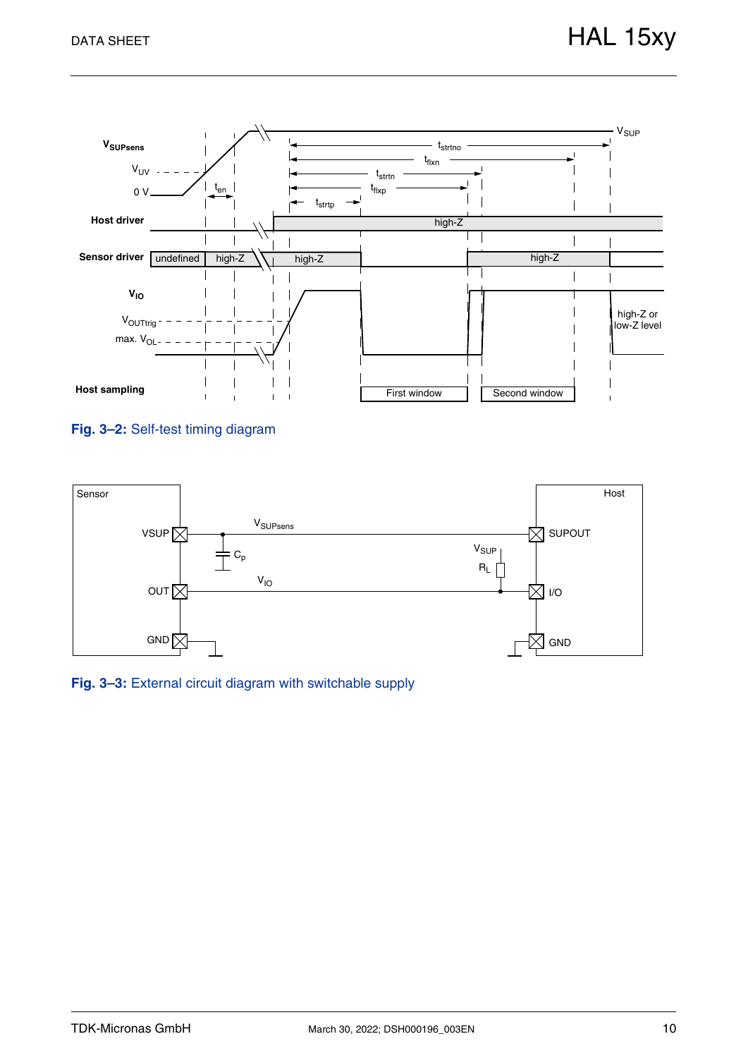Fig. 3–2: Self-test timing diagram

Fig. 3–3: External circuit diagram with switchable supply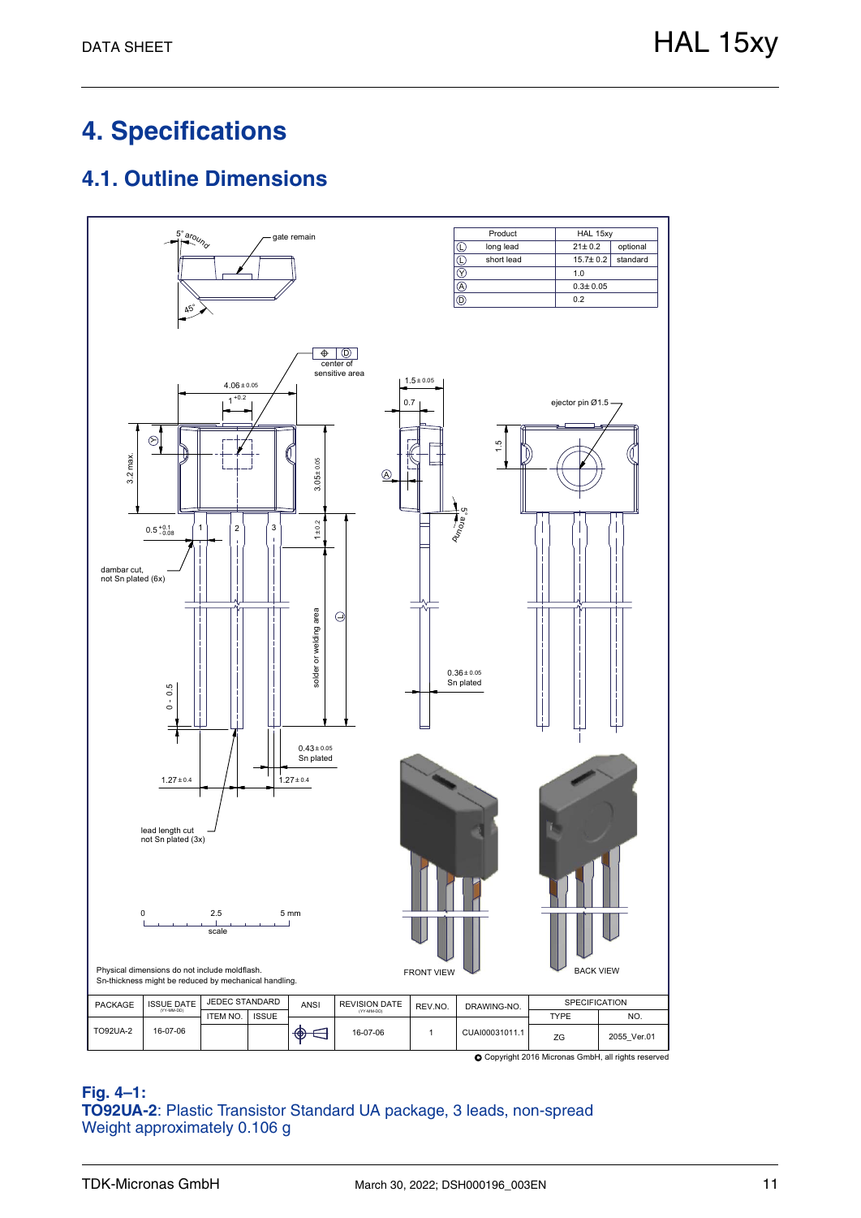# 4. Specifications

## 4.1. Outline Dimensions

| Product | HAL 15xy | |
|---|---|---|
| Ⓛ long lead | 21± 0.2 | optional |
| Ⓛ short lead | 15.7± 0.2 | standard |
| Ⓨ | 1.0 | |
| Ⓐ | 0.3± 0.05 | |
| Ⓓ | 0.2 | |

Physical dimensions do not include moldflash.
Sn-thickness might be reduced by mechanical handling.

| PACKAGE | ISSUE DATE (YY-MM-DD) | JEDEC STANDARD | | ANSI | REVISION DATE (YY-MM-DD) | REV.NO. | DRAWING-NO. | SPECIFICATION | |
|---|---|---|---|---|---|---|---|---|---|
| | | ITEM NO. | ISSUE | | | | | TYPE | NO. |
| TO92UA-2 | 16-07-06 | | | | 16-07-06 | 1 | CUAI00031011.1 | ZG | 2055_Ver.01 |

© Copyright 2016 Micronas GmbH, all rights reserved

**Fig. 4–1:**
**TO92UA-2**: Plastic Transistor Standard UA package, 3 leads, non-spread
Weight approximately 0.106 g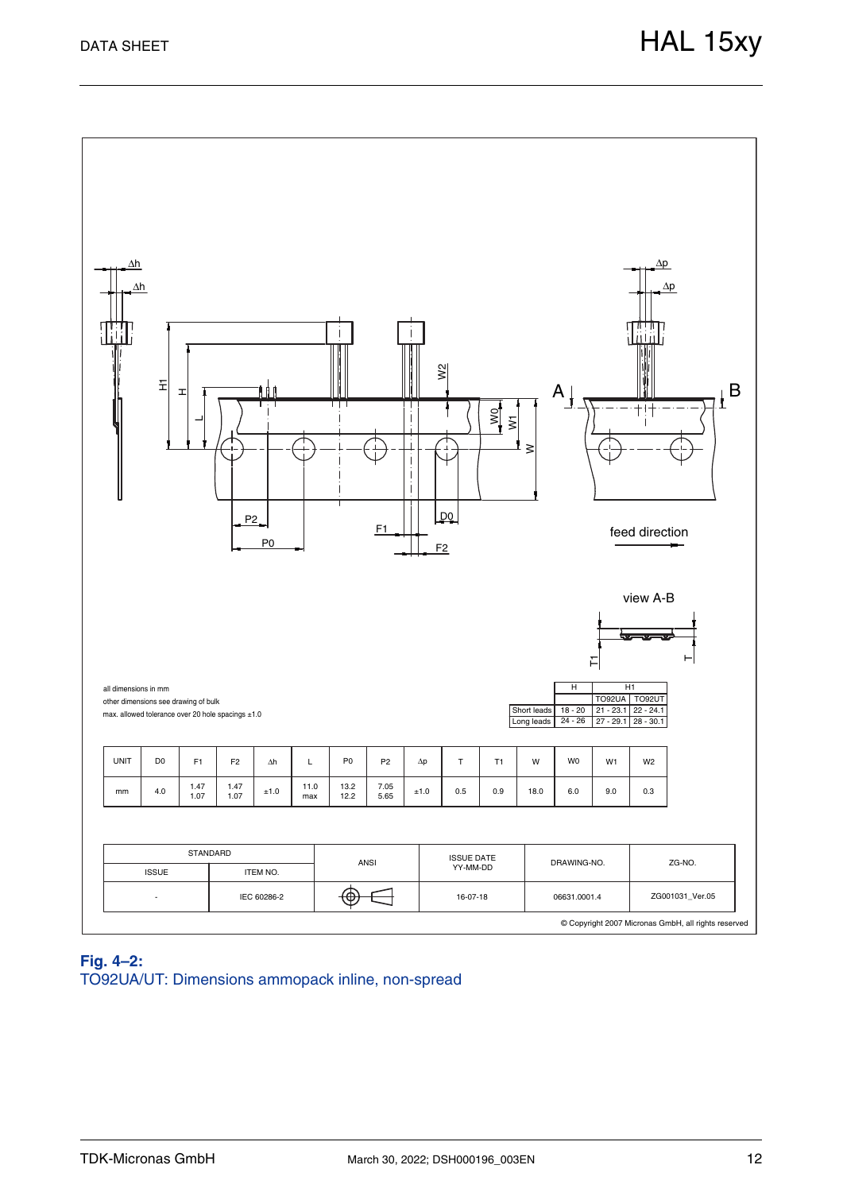all dimensions in mm

other dimensions see drawing of bulk

max. allowed tolerance over 20 hole spacings ±1.0

| | H | H1 | |
|---|---|---|---|
| | | TO92UA | TO92UT |
| Short leads | 18 - 20 | 21 - 23.1 | 22 - 24.1 |
| Long leads | 24 - 26 | 27 - 29.1 | 28 - 30.1 |

| UNIT | D0 | F1 | F2 | Δh | L | P0 | P2 | Δp | T | T1 | W | W0 | W1 | W2 |
|---|---|---|---|---|---|---|---|---|---|---|---|---|---|---|
| mm | 4.0 | 1.47<br>1.07 | 1.47<br>1.07 | ±1.0 | 11.0<br>max | 13.2<br>12.2 | 7.05<br>5.65 | ±1.0 | 0.5 | 0.9 | 18.0 | 6.0 | 9.0 | 0.3 |

| STANDARD | | ANSI | ISSUE DATE<br>YY-MM-DD | DRAWING-NO. | ZG-NO. |
|---|---|---|---|---|---|
| ISSUE | ITEM NO. | | | | |
| - | IEC 60286-2 | | 16-07-18 | 06631.0001.4 | ZG001031_Ver.05 |

© Copyright 2007 Micronas GmbH, all rights reserved

**Fig. 4–2:**
TO92UA/UT: Dimensions ammopack inline, non-spread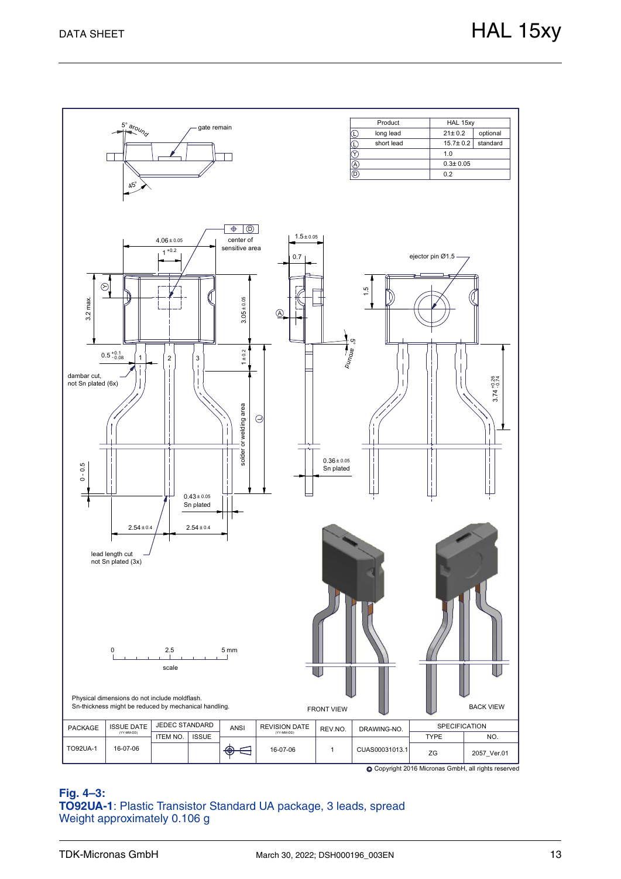| Product | | HAL 15xy | |
|---|---|---|---|
| Ⓛ | long lead | 21± 0.2 | optional |
| Ⓛ | short lead | 15.7± 0.2 | standard |
| Ⓨ | | 1.0 | |
| Ⓐ | | 0.3± 0.05 | |
| Ⓓ | | 0.2 | |

Physical dimensions do not include moldflash.
Sn-thickness might be reduced by mechanical handling.

| PACKAGE | ISSUE DATE (YY-MM-DD) | JEDEC STANDARD ITEM NO. | JEDEC STANDARD ISSUE | ANSI | REVISION DATE (YY-MM-DD) | REV.NO. | DRAWING-NO. | SPECIFICATION TYPE | SPECIFICATION NO. |
|---|---|---|---|---|---|---|---|---|---|
| TO92UA-1 | 16-07-06 | | | | 16-07-06 | 1 | CUAS00031013.1 | ZG | 2057_Ver.01 |

© Copyright 2016 Micronas GmbH, all rights reserved

**Fig. 4–3:**
**TO92UA-1**: Plastic Transistor Standard UA package, 3 leads, spread
Weight approximately 0.106 g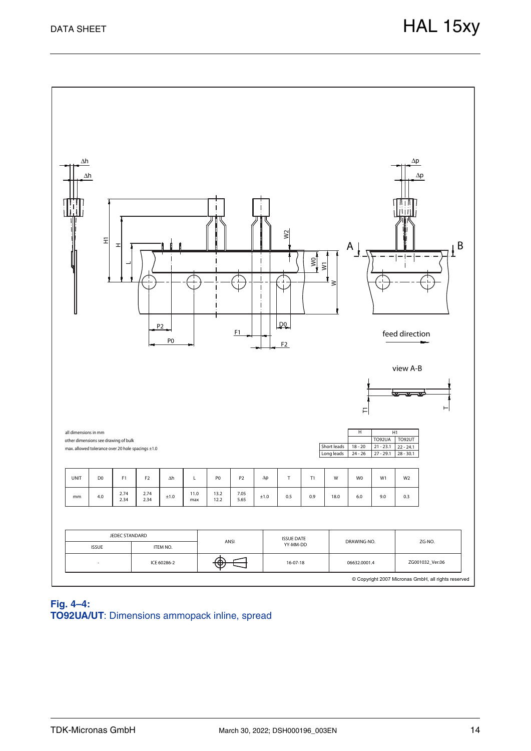all dimensions in mm
other dimensions see drawing of bulk
max. allowed tolerance over 20 hole spacings ±1.0

| | H | H1 | |
|---|---|---|---|
| | | TO92UA | TO92UT |
| Short leads | 18 - 20 | 21 - 23.1 | 22 - 24.1 |
| Long leads | 24 - 26 | 27 - 29.1 | 28 - 30.1 |

| UNIT | D0 | F1 | F2 | Δh | L | P0 | P2 | Δp | T | T1 | W | W0 | W1 | W2 |
|---|---|---|---|---|---|---|---|---|---|---|---|---|---|---|
| mm | 4.0 | 2.74<br>2.34 | 2.74<br>2.34 | ±1.0 | 11.0<br>max | 13.2<br>12.2 | 7.05<br>5.65 | ±1.0 | 0.5 | 0.9 | 18.0 | 6.0 | 9.0 | 0.3 |

| JEDEC STANDARD | | ANSI | ISSUE DATE YY-MM-DD | DRAWING-NO. | ZG-NO. |
|---|---|---|---|---|---|
| ISSUE | ITEM NO. | | | | |
| - | ICE 60286-2 | | 16-07-18 | 06632.0001.4 | ZG001032_Ver.06 |

© Copyright 2007 Micronas GmbH, all rights reserved

**Fig. 4–4:**
**TO92UA/UT**: Dimensions ammopack inline, spread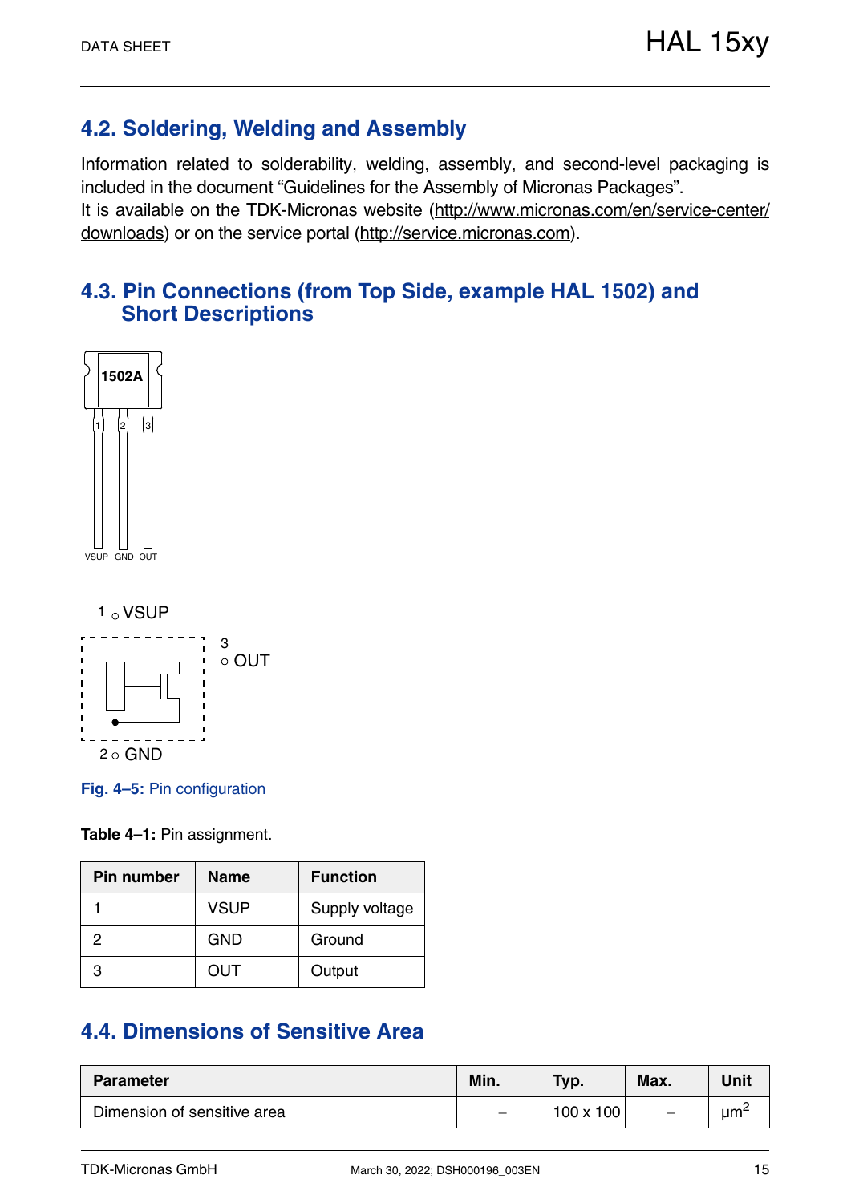## 4.2. Soldering, Welding and Assembly

Information related to solderability, welding, assembly, and second-level packaging is included in the document “Guidelines for the Assembly of Micronas Packages”.
It is available on the TDK-Micronas website (http://www.micronas.com/en/service-center/downloads) or on the service portal (http://service.micronas.com).

## 4.3. Pin Connections (from Top Side, example HAL 1502) and Short Descriptions

**Fig. 4–5:** Pin configuration

**Table 4–1:** Pin assignment.

| Pin number | Name | Function |
|---|---|---|
| 1 | VSUP | Supply voltage |
| 2 | GND | Ground |
| 3 | OUT | Output |

## 4.4. Dimensions of Sensitive Area

| Parameter | Min. | Typ. | Max. | Unit |
|---|---|---|---|---|
| Dimension of sensitive area | – | 100 x 100 | – | $\mu m^2$ |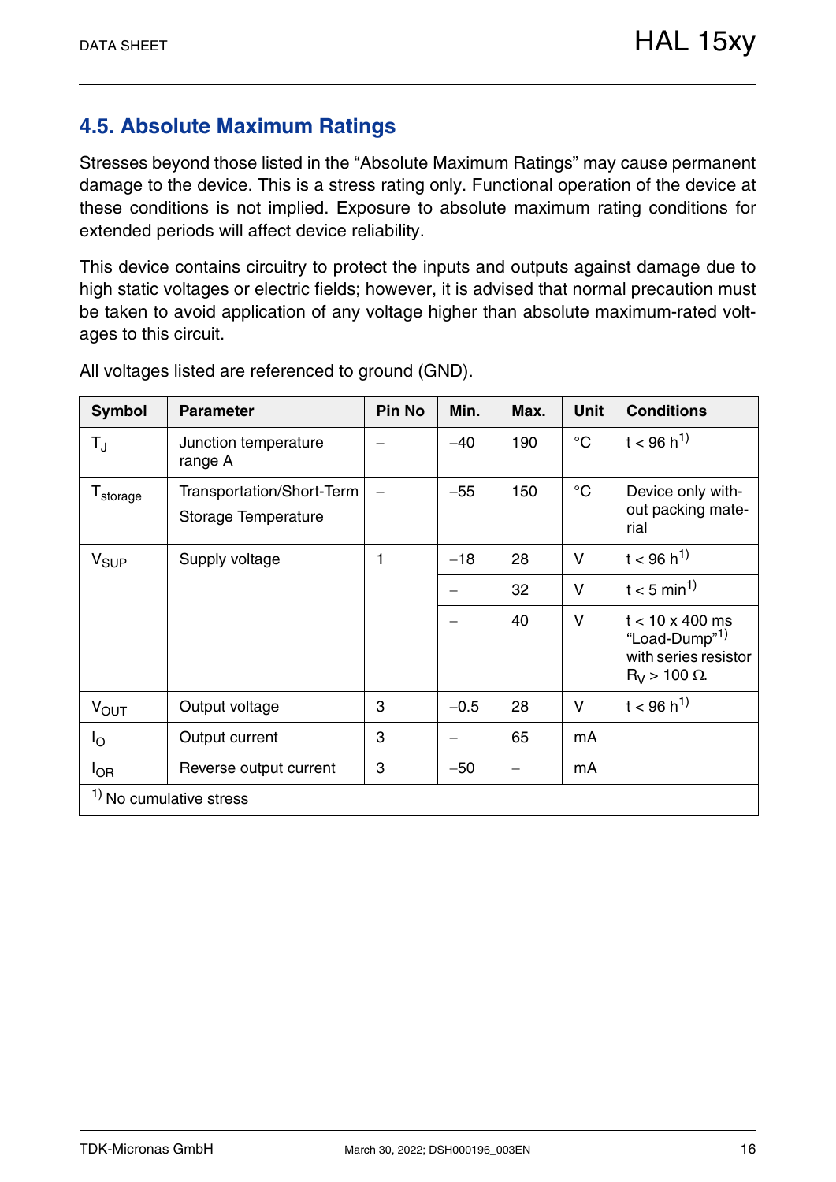## 4.5. Absolute Maximum Ratings

Stresses beyond those listed in the “Absolute Maximum Ratings” may cause permanent damage to the device. This is a stress rating only. Functional operation of the device at these conditions is not implied. Exposure to absolute maximum rating conditions for extended periods will affect device reliability.

This device contains circuitry to protect the inputs and outputs against damage due to high static voltages or electric fields; however, it is advised that normal precaution must be taken to avoid application of any voltage higher than absolute maximum-rated voltages to this circuit.

All voltages listed are referenced to ground (GND).

| Symbol | Parameter | Pin No | Min. | Max. | Unit | Conditions |
|---|---|---|---|---|---|---|
| $T_J$ | Junction temperature range A | – | −40 | 190 | °C | t < 96 h[1] |
| $T_{storage}$ | Transportation/Short-Term Storage Temperature | – | −55 | 150 | °C | Device only without packing material |
| $V_{SUP}$ | Supply voltage | 1 | −18 | 28 | V | t < 96 h[1] |
| | | | – | 32 | V | t < 5 min[1] |
| | | | – | 40 | V | t < 10 x 400 ms “Load-Dump”[1] with series resistor $R_V$ > 100 Ω |
| $V_{OUT}$ | Output voltage | 3 | −0.5 | 28 | V | t < 96 h[1] |
| $I_O$ | Output current | 3 | – | 65 | mA | |
| $I_{OR}$ | Reverse output current | 3 | −50 | – | mA | |

[1] No cumulative stress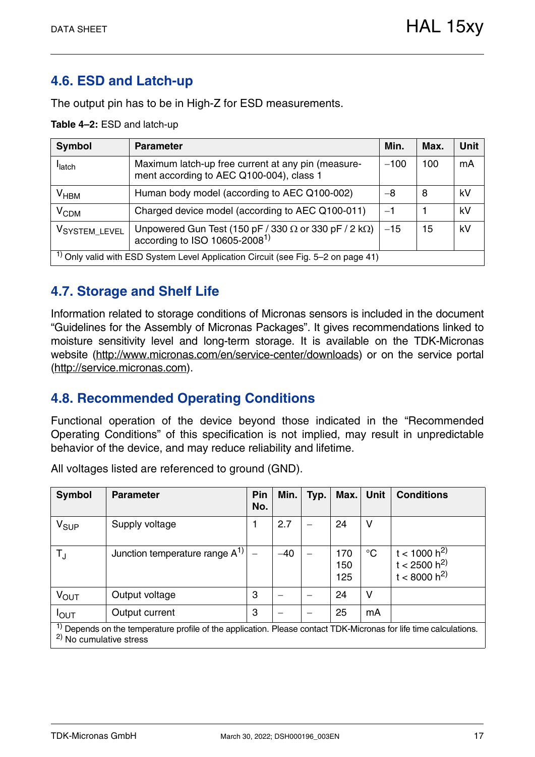## 4.6. ESD and Latch-up

The output pin has to be in High-Z for ESD measurements.

**Table 4–2:** ESD and latch-up

| Symbol | Parameter | Min. | Max. | Unit |
|---|---|---|---|---|
| $I_{latch}$ | Maximum latch-up free current at any pin (measurement according to AEC Q100-004), class 1 | −100 | 100 | mA |
| $V_{HBM}$ | Human body model (according to AEC Q100-002) | −8 | 8 | kV |
| $V_{CDM}$ | Charged device model (according to AEC Q100-011) | −1 | 1 | kV |
| $V_{SYSTEM\_LEVEL}$ | Unpowered Gun Test (150 pF / 330 Ω or 330 pF / 2 kΩ) according to ISO 10605-2008[1] | −15 | 15 | kV |

[1] Only valid with ESD System Level Application Circuit (see Fig. 5–2 on page 41)

## 4.7. Storage and Shelf Life

Information related to storage conditions of Micronas sensors is included in the document "Guidelines for the Assembly of Micronas Packages". It gives recommendations linked to moisture sensitivity level and long-term storage. It is available on the TDK-Micronas website (http://www.micronas.com/en/service-center/downloads) or on the service portal (http://service.micronas.com).

## 4.8. Recommended Operating Conditions

Functional operation of the device beyond those indicated in the "Recommended Operating Conditions" of this specification is not implied, may result in unpredictable behavior of the device, and may reduce reliability and lifetime.

All voltages listed are referenced to ground (GND).

| Symbol | Parameter | Pin No. | Min. | Typ. | Max. | Unit | Conditions |
|---|---|---|---|---|---|---|---|
| $V_{SUP}$ | Supply voltage | 1 | 2.7 | – | 24 | V | |
| $T_J$ | Junction temperature range A[1] | – | −40 | – | 170<br>150<br>125 | °C | t < 1000 h[2]<br>t < 2500 h[2]<br>t < 8000 h[2] |
| $V_{OUT}$ | Output voltage | 3 | – | – | 24 | V | |
| $I_{OUT}$ | Output current | 3 | – | – | 25 | mA | |

[1] Depends on the temperature profile of the application. Please contact TDK-Micronas for life time calculations.
[2] No cumulative stress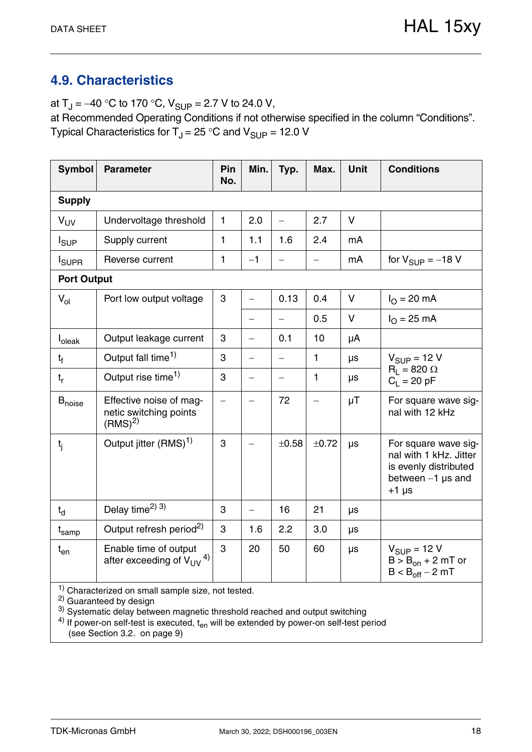## 4.9. Characteristics

at $T_J$ = −40 °C to 170 °C, $V_{SUP}$ = 2.7 V to 24.0 V,
at Recommended Operating Conditions if not otherwise specified in the column “Conditions”.
Typical Characteristics for $T_J$ = 25 °C and $V_{SUP}$ = 12.0 V

| Symbol | Parameter | Pin No. | Min. | Typ. | Max. | Unit | Conditions |
|---|---|---|---|---|---|---|---|
| **Supply** | | | | | | | |
| $V_{UV}$ | Undervoltage threshold | 1 | 2.0 | – | 2.7 | V | |
| $I_{SUP}$ | Supply current | 1 | 1.1 | 1.6 | 2.4 | mA | |
| $I_{SUPR}$ | Reverse current | 1 | −1 | – | – | mA | for $V_{SUP}$ = −18 V |
| **Port Output** | | | | | | | |
| $V_{ol}$ | Port low output voltage | 3 | – | 0.13 | 0.4 | V | $I_O$ = 20 mA |
| | | | – | – | 0.5 | V | $I_O$ = 25 mA |
| $I_{oleak}$ | Output leakage current | 3 | – | 0.1 | 10 | μA | |
| $t_f$ | Output fall time[1] | 3 | – | – | 1 | μs | $V_{SUP}$ = 12 V, $R_L$ = 820 Ω, $C_L$ = 20 pF |
| $t_r$ | Output rise time[1] | 3 | – | – | 1 | μs | |
| $B_{noise}$ | Effective noise of magnetic switching points (RMS)[2] | – | – | 72 | – | μT | For square wave signal with 12 kHz |
| $t_j$ | Output jitter (RMS)[1] | 3 | – | ±0.58 | ±0.72 | μs | For square wave signal with 1 kHz. Jitter is evenly distributed between −1 μs and +1 μs |
| $t_d$ | Delay time[2] [3] | 3 | – | 16 | 21 | μs | |
| $t_{samp}$ | Output refresh period[2] | 3 | 1.6 | 2.2 | 3.0 | μs | |
| $t_{en}$ | Enable time of output after exceeding of $V_{UV}$ [4] | 3 | 20 | 50 | 60 | μs | $V_{SUP}$ = 12 V, $B > B_{on}$ + 2 mT or $B < B_{off}$ − 2 mT |

[1] Characterized on small sample size, not tested.
[2] Guaranteed by design
[3] Systematic delay between magnetic threshold reached and output switching
[4] If power-on self-test is executed, $t_{en}$ will be extended by power-on self-test period (see Section 3.2. on page 9)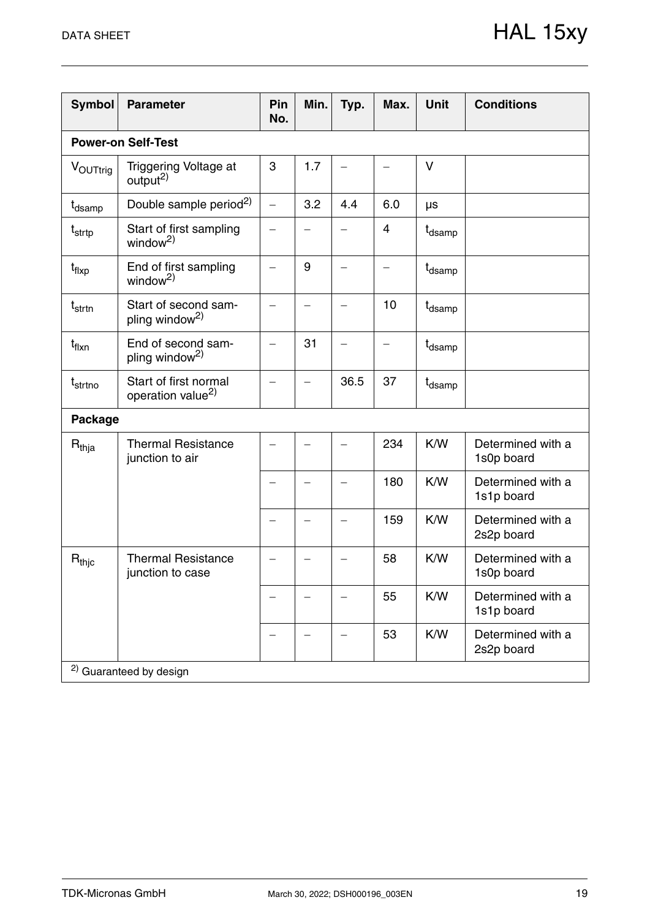| Symbol | Parameter | Pin No. | Min. | Typ. | Max. | Unit | Conditions |
|---|---|---|---|---|---|---|---|
| **Power-on Self-Test** | | | | | | | |
| $V_{OUTtrig}$ | Triggering Voltage at output[2)] | 3 | 1.7 | – | – | V | |
| $t_{dsamp}$ | Double sample period[2)] | – | 3.2 | 4.4 | 6.0 | µs | |
| $t_{strtp}$ | Start of first sampling window[2)] | – | – | – | 4 | $t_{dsamp}$ | |
| $t_{flxp}$ | End of first sampling window[2)] | – | 9 | – | – | $t_{dsamp}$ | |
| $t_{strtn}$ | Start of second sampling window[2)] | – | – | – | 10 | $t_{dsamp}$ | |
| $t_{flxn}$ | End of second sampling window[2)] | – | 31 | – | – | $t_{dsamp}$ | |
| $t_{strtno}$ | Start of first normal operation value[2)] | – | – | 36.5 | 37 | $t_{dsamp}$ | |
| **Package** | | | | | | | |
| $R_{thja}$ | Thermal Resistance junction to air | – | – | – | 234 | K/W | Determined with a 1s0p board |
| | | – | – | – | 180 | K/W | Determined with a 1s1p board |
| | | – | – | – | 159 | K/W | Determined with a 2s2p board |
| $R_{thjc}$ | Thermal Resistance junction to case | – | – | – | 58 | K/W | Determined with a 1s0p board |
| | | – | – | – | 55 | K/W | Determined with a 1s1p board |
| | | – | – | – | 53 | K/W | Determined with a 2s2p board |

[2)] Guaranteed by design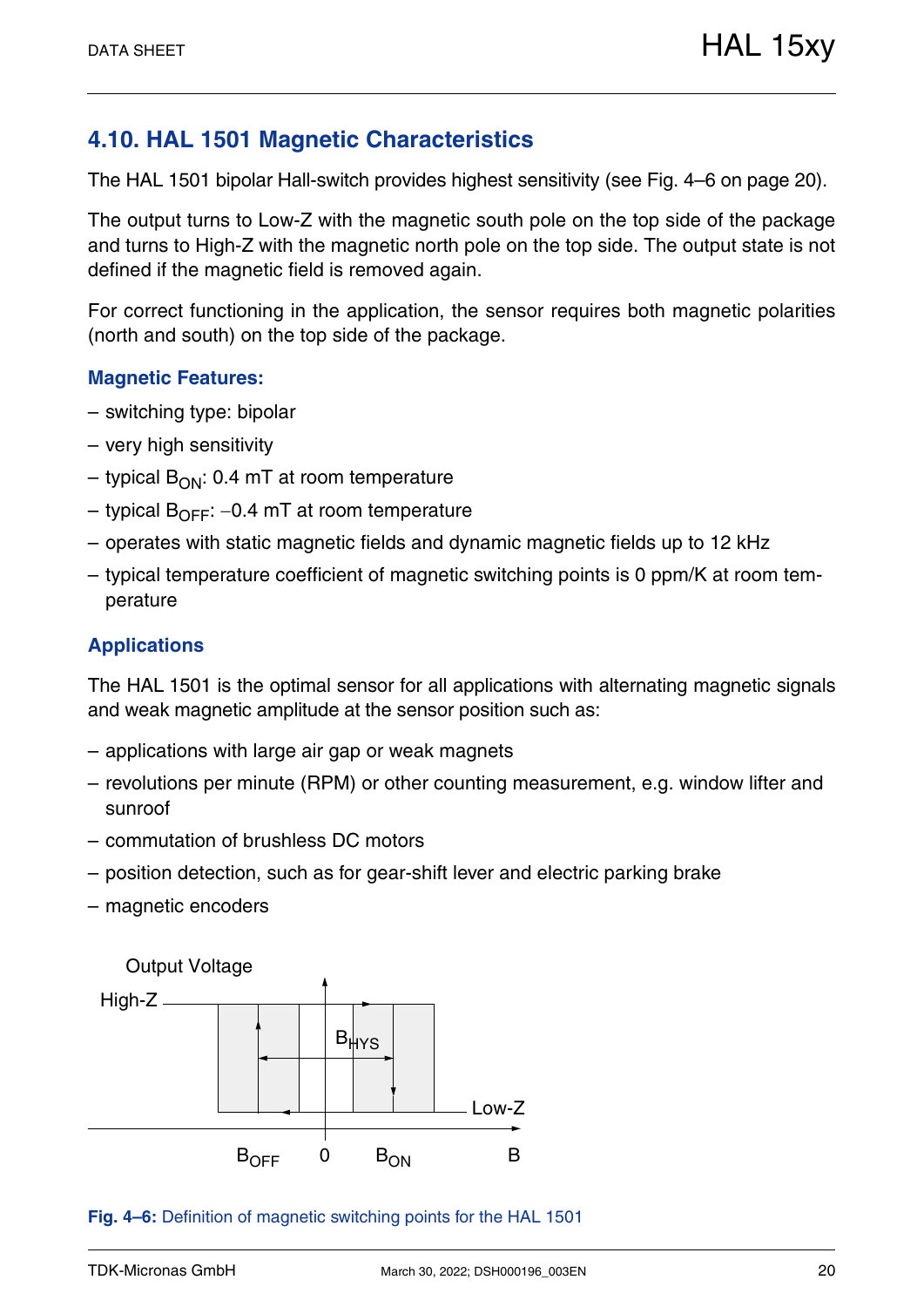## 4.10. HAL 1501 Magnetic Characteristics

The HAL 1501 bipolar Hall-switch provides highest sensitivity (see Fig. 4–6 on page 20).

The output turns to Low-Z with the magnetic south pole on the top side of the package and turns to High-Z with the magnetic north pole on the top side. The output state is not defined if the magnetic field is removed again.

For correct functioning in the application, the sensor requires both magnetic polarities (north and south) on the top side of the package.

### Magnetic Features:

– switching type: bipolar

– very high sensitivity

– typical $B_{ON}$: 0.4 mT at room temperature

– typical $B_{OFF}$: −0.4 mT at room temperature

– operates with static magnetic fields and dynamic magnetic fields up to 12 kHz

– typical temperature coefficient of magnetic switching points is 0 ppm/K at room temperature

### Applications

The HAL 1501 is the optimal sensor for all applications with alternating magnetic signals and weak magnetic amplitude at the sensor position such as:

– applications with large air gap or weak magnets

– revolutions per minute (RPM) or other counting measurement, e.g. window lifter and sunroof

– commutation of brushless DC motors

– position detection, such as for gear-shift lever and electric parking brake

– magnetic encoders

Output Voltage

High-Z

$B_{HYS}$

Low-Z

$B_{OFF}$ 0 $B_{ON}$ B

**Fig. 4–6:** Definition of magnetic switching points for the HAL 1501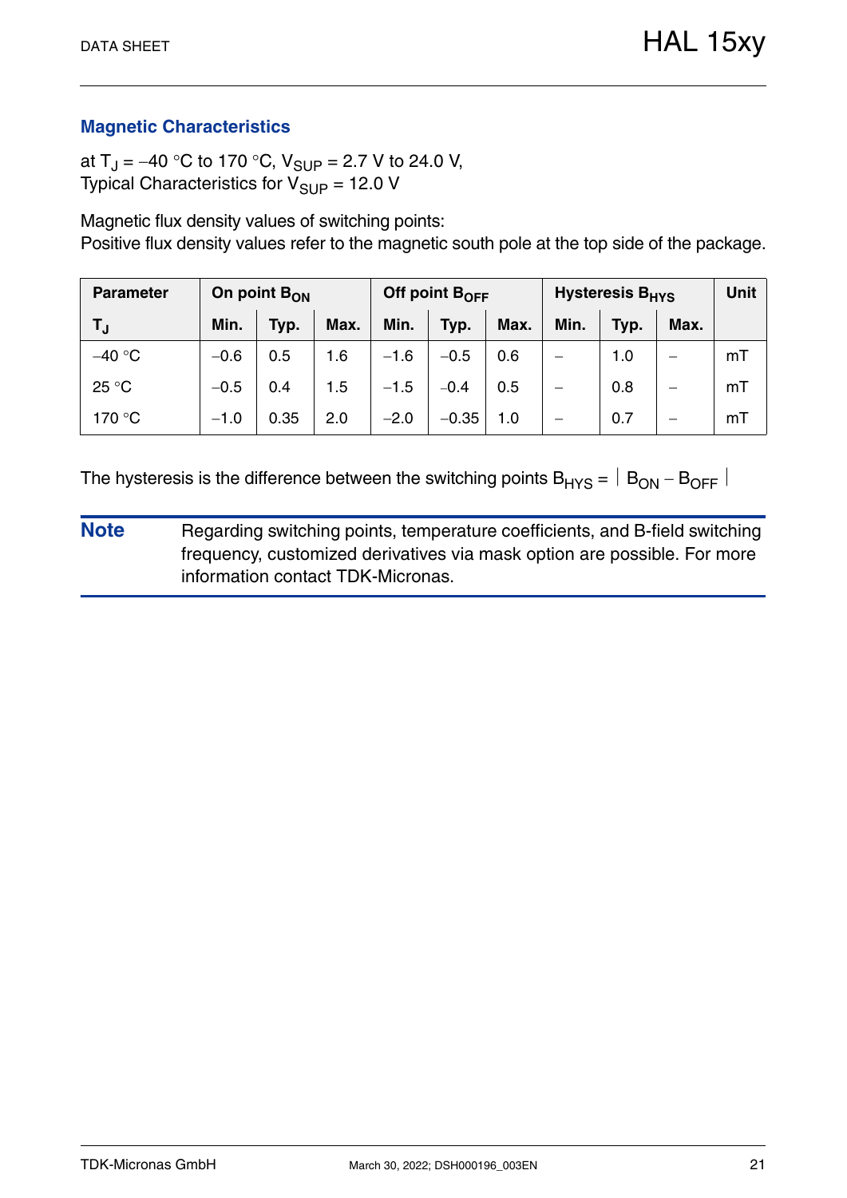## Magnetic Characteristics

at $T_J = -40\ °C$ to $170\ °C$, $V_{SUP} = 2.7\ V$ to $24.0\ V$,
Typical Characteristics for $V_{SUP} = 12.0\ V$

Magnetic flux density values of switching points:
Positive flux density values refer to the magnetic south pole at the top side of the package.

| Parameter | On point $B_{ON}$ | | | Off point $B_{OFF}$ | | | Hysteresis $B_{HYS}$ | | | Unit |
|---|---|---|---|---|---|---|---|---|---|---|
| $T_J$ | Min. | Typ. | Max. | Min. | Typ. | Max. | Min. | Typ. | Max. | |
| −40 °C | −0.6 | 0.5 | 1.6 | −1.6 | −0.5 | 0.6 | – | 1.0 | – | mT |
| 25 °C | −0.5 | 0.4 | 1.5 | −1.5 | −0.4 | 0.5 | – | 0.8 | – | mT |
| 170 °C | −1.0 | 0.35 | 2.0 | −2.0 | −0.35 | 1.0 | – | 0.7 | – | mT |

The hysteresis is the difference between the switching points $B_{HYS} = |B_{ON} - B_{OFF}|$

**Note** Regarding switching points, temperature coefficients, and B-field switching frequency, customized derivatives via mask option are possible. For more information contact TDK-Micronas.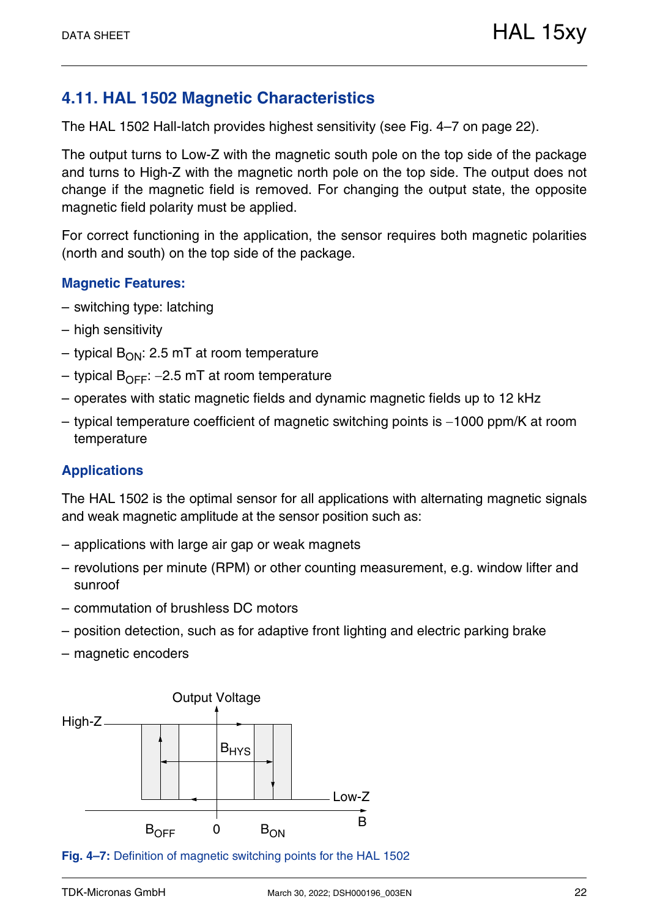## 4.11. HAL 1502 Magnetic Characteristics

The HAL 1502 Hall-latch provides highest sensitivity (see Fig. 4–7 on page 22).

The output turns to Low-Z with the magnetic south pole on the top side of the package and turns to High-Z with the magnetic north pole on the top side. The output does not change if the magnetic field is removed. For changing the output state, the opposite magnetic field polarity must be applied.

For correct functioning in the application, the sensor requires both magnetic polarities (north and south) on the top side of the package.

### Magnetic Features:

– switching type: latching

– high sensitivity

– typical $B_{ON}$: 2.5 mT at room temperature

– typical $B_{OFF}$: −2.5 mT at room temperature

– operates with static magnetic fields and dynamic magnetic fields up to 12 kHz

– typical temperature coefficient of magnetic switching points is −1000 ppm/K at room temperature

### Applications

The HAL 1502 is the optimal sensor for all applications with alternating magnetic signals and weak magnetic amplitude at the sensor position such as:

– applications with large air gap or weak magnets

– revolutions per minute (RPM) or other counting measurement, e.g. window lifter and sunroof

– commutation of brushless DC motors

– position detection, such as for adaptive front lighting and electric parking brake

– magnetic encoders

**Fig. 4–7:** Definition of magnetic switching points for the HAL 1502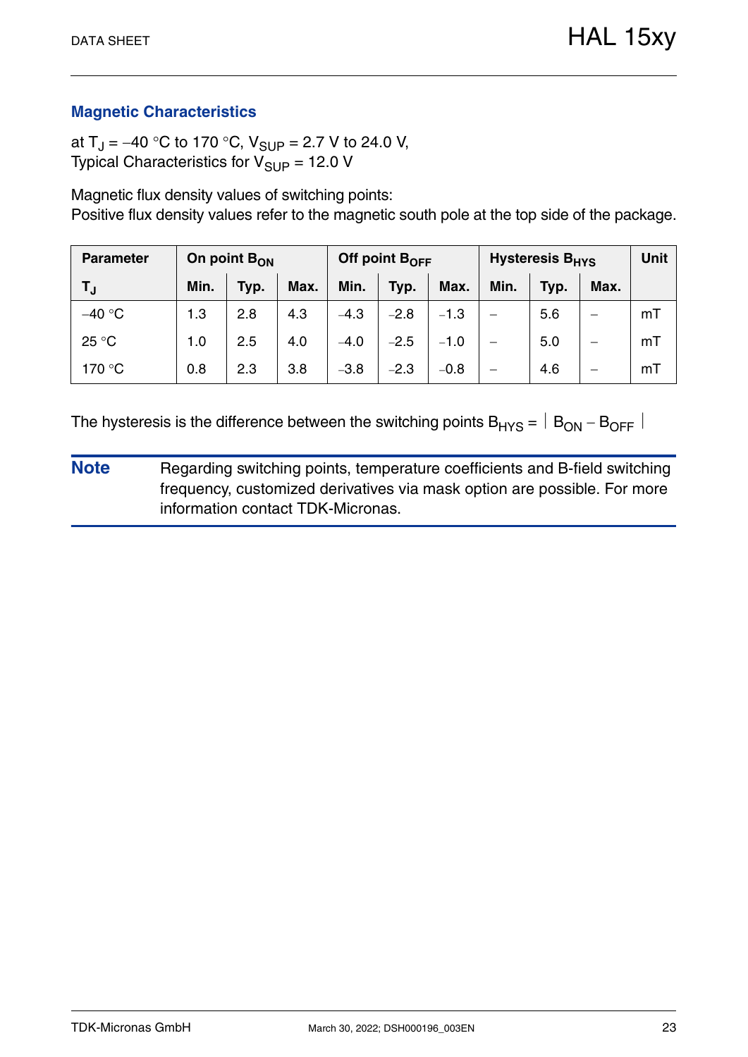## Magnetic Characteristics

at $T_J$ = –40 °C to 170 °C, $V_{SUP}$ = 2.7 V to 24.0 V,
Typical Characteristics for $V_{SUP}$ = 12.0 V

Magnetic flux density values of switching points:
Positive flux density values refer to the magnetic south pole at the top side of the package.

| Parameter | On point $B_{ON}$ | | | Off point $B_{OFF}$ | | | Hysteresis $B_{HYS}$ | | | Unit |
|---|---|---|---|---|---|---|---|---|---|---|
| $T_J$ | Min. | Typ. | Max. | Min. | Typ. | Max. | Min. | Typ. | Max. | |
| –40 °C | 1.3 | 2.8 | 4.3 | –4.3 | –2.8 | –1.3 | – | 5.6 | – | mT |
| 25 °C | 1.0 | 2.5 | 4.0 | –4.0 | –2.5 | –1.0 | – | 5.0 | – | mT |
| 170 °C | 0.8 | 2.3 | 3.8 | –3.8 | –2.3 | –0.8 | – | 4.6 | – | mT |

The hysteresis is the difference between the switching points $B_{HYS} = | B_{ON} - B_{OFF} |$

**Note** Regarding switching points, temperature coefficients and B-field switching frequency, customized derivatives via mask option are possible. For more information contact TDK-Micronas.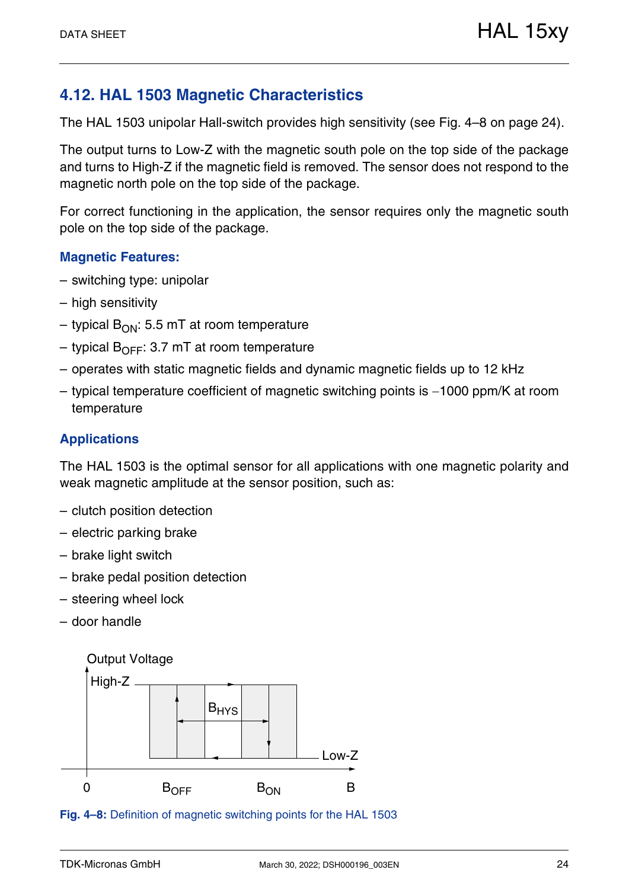## 4.12. HAL 1503 Magnetic Characteristics

The HAL 1503 unipolar Hall-switch provides high sensitivity (see Fig. 4–8 on page 24).

The output turns to Low-Z with the magnetic south pole on the top side of the package and turns to High-Z if the magnetic field is removed. The sensor does not respond to the magnetic north pole on the top side of the package.

For correct functioning in the application, the sensor requires only the magnetic south pole on the top side of the package.

### Magnetic Features:

- switching type: unipolar
- high sensitivity
- typical $B_{ON}$: 5.5 mT at room temperature
- typical $B_{OFF}$: 3.7 mT at room temperature
- operates with static magnetic fields and dynamic magnetic fields up to 12 kHz
- typical temperature coefficient of magnetic switching points is −1000 ppm/K at room temperature

### Applications

The HAL 1503 is the optimal sensor for all applications with one magnetic polarity and weak magnetic amplitude at the sensor position, such as:

- clutch position detection
- electric parking brake
- brake light switch
- brake pedal position detection
- steering wheel lock
- door handle

Output Voltage

High-Z

$B_{HYS}$

Low-Z

0 $B_{OFF}$ $B_{ON}$ B

**Fig. 4–8:** Definition of magnetic switching points for the HAL 1503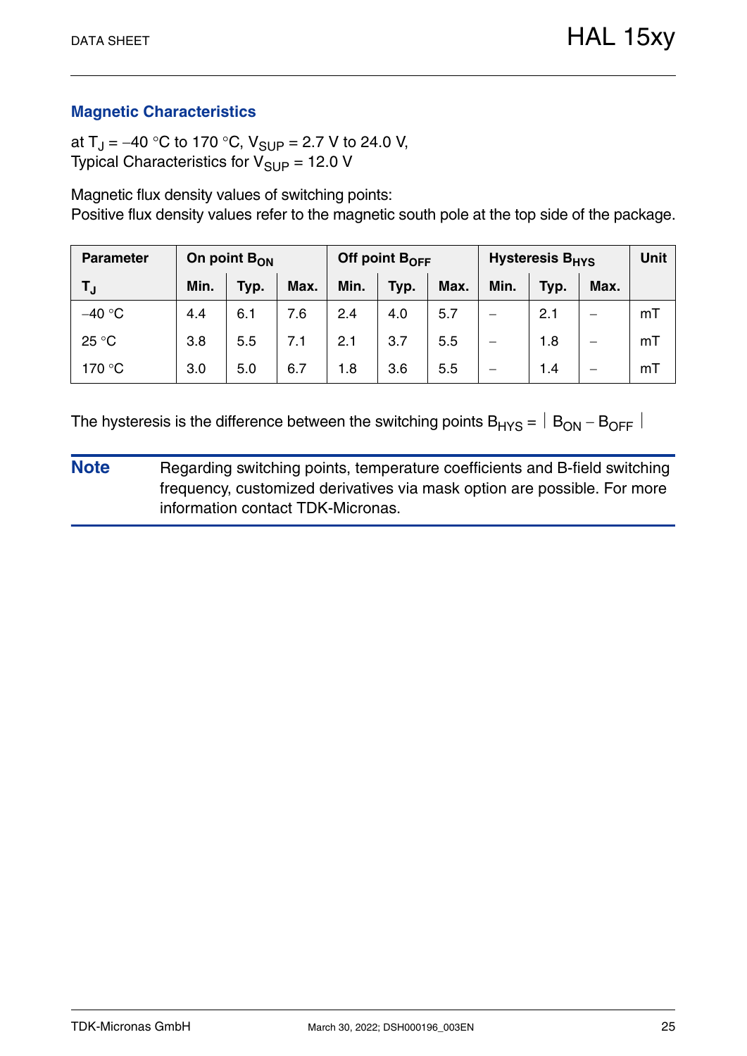## Magnetic Characteristics

at $T_J$ = –40 °C to 170 °C, $V_{SUP}$ = 2.7 V to 24.0 V,
Typical Characteristics for $V_{SUP}$ = 12.0 V

Magnetic flux density values of switching points:
Positive flux density values refer to the magnetic south pole at the top side of the package.

| Parameter | On point $B_{ON}$ | | | Off point $B_{OFF}$ | | | Hysteresis $B_{HYS}$ | | | Unit |
|---|---|---|---|---|---|---|---|---|---|---|
| $T_J$ | Min. | Typ. | Max. | Min. | Typ. | Max. | Min. | Typ. | Max. | |
| –40 °C | 4.4 | 6.1 | 7.6 | 2.4 | 4.0 | 5.7 | – | 2.1 | – | mT |
| 25 °C | 3.8 | 5.5 | 7.1 | 2.1 | 3.7 | 5.5 | – | 1.8 | – | mT |
| 170 °C | 3.0 | 5.0 | 6.7 | 1.8 | 3.6 | 5.5 | – | 1.4 | – | mT |

The hysteresis is the difference between the switching points $B_{HYS} = |B_{ON} - B_{OFF}|$

**Note** Regarding switching points, temperature coefficients and B-field switching frequency, customized derivatives via mask option are possible. For more information contact TDK-Micronas.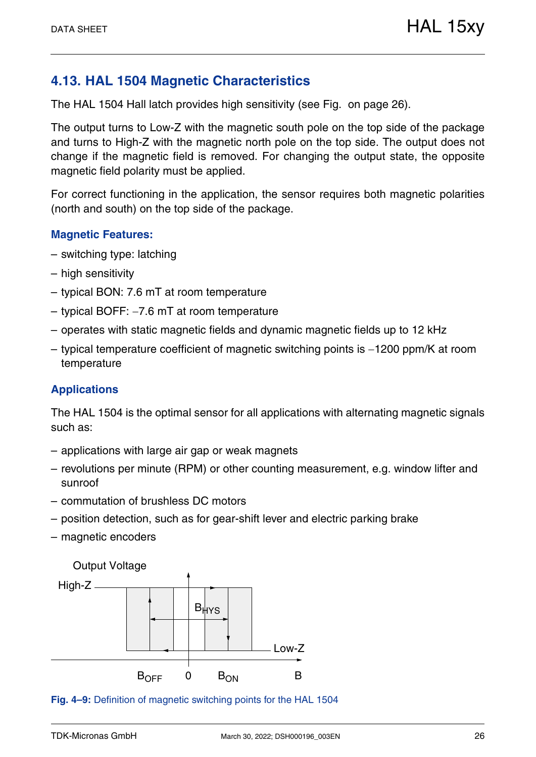## 4.13. HAL 1504 Magnetic Characteristics

The HAL 1504 Hall latch provides high sensitivity (see Fig.  on page 26).

The output turns to Low-Z with the magnetic south pole on the top side of the package and turns to High-Z with the magnetic north pole on the top side. The output does not change if the magnetic field is removed. For changing the output state, the opposite magnetic field polarity must be applied.

For correct functioning in the application, the sensor requires both magnetic polarities (north and south) on the top side of the package.

### Magnetic Features:

– switching type: latching

– high sensitivity

– typical BON: 7.6 mT at room temperature

– typical BOFF: −7.6 mT at room temperature

– operates with static magnetic fields and dynamic magnetic fields up to 12 kHz

– typical temperature coefficient of magnetic switching points is −1200 ppm/K at room temperature

### Applications

The HAL 1504 is the optimal sensor for all applications with alternating magnetic signals such as:

– applications with large air gap or weak magnets

– revolutions per minute (RPM) or other counting measurement, e.g. window lifter and sunroof

– commutation of brushless DC motors

– position detection, such as for gear-shift lever and electric parking brake

– magnetic encoders

Output Voltage, High-Z, Low-Z, $B_{HYS}$, $B_{OFF}$, 0, $B_{ON}$, B

**Fig. 4–9:** Definition of magnetic switching points for the HAL 1504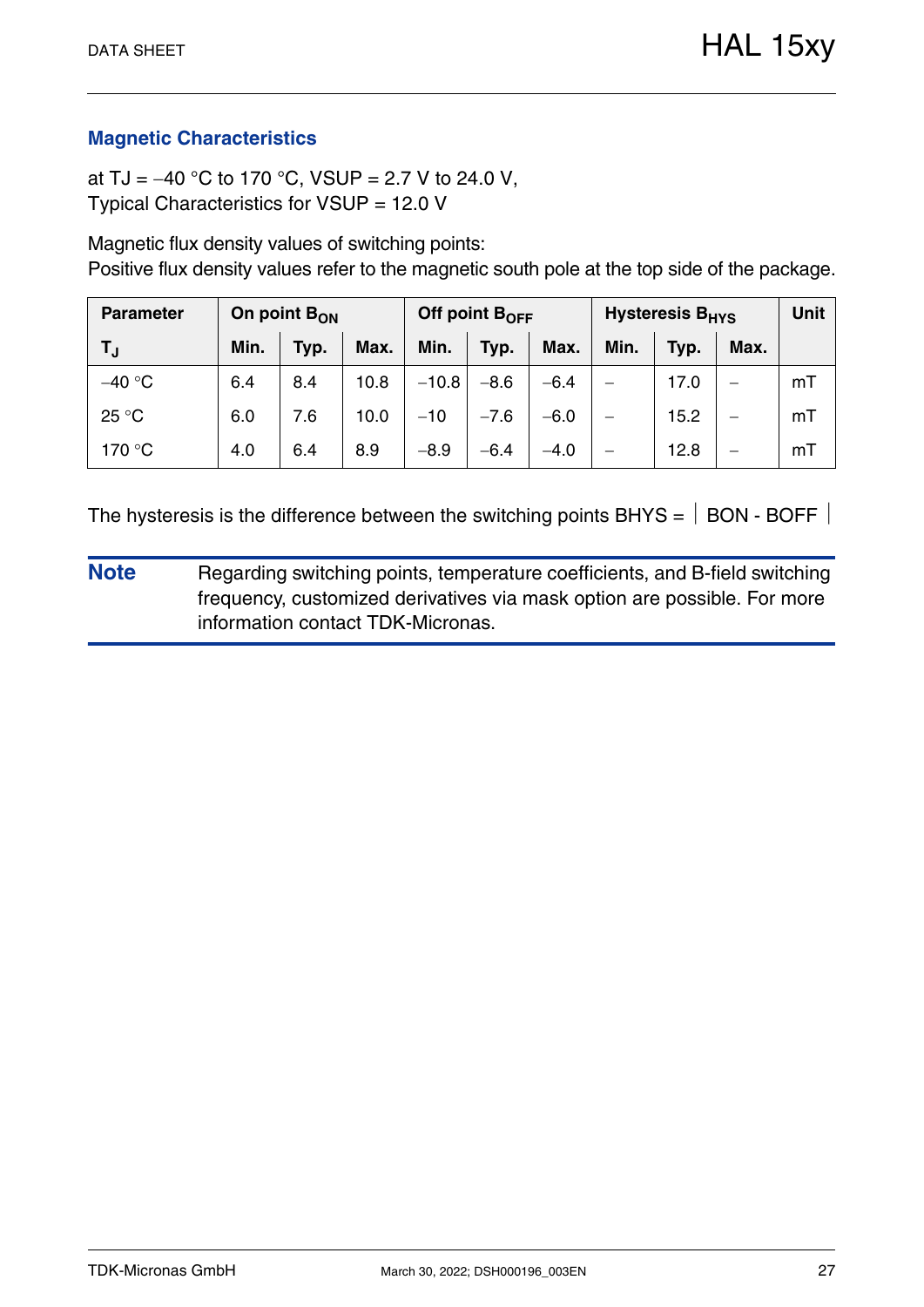### Magnetic Characteristics

at TJ = –40 °C to 170 °C, VSUP = 2.7 V to 24.0 V,
Typical Characteristics for VSUP = 12.0 V

Magnetic flux density values of switching points:
Positive flux density values refer to the magnetic south pole at the top side of the package.

| Parameter | On point $B_{ON}$ | | | Off point $B_{OFF}$ | | | Hysteresis $B_{HYS}$ | | | Unit |
|---|---|---|---|---|---|---|---|---|---|---|
| $T_J$ | Min. | Typ. | Max. | Min. | Typ. | Max. | Min. | Typ. | Max. | |
| –40 °C | 6.4 | 8.4 | 10.8 | –10.8 | –8.6 | –6.4 | – | 17.0 | – | mT |
| 25 °C | 6.0 | 7.6 | 10.0 | –10 | –7.6 | –6.0 | – | 15.2 | – | mT |
| 170 °C | 4.0 | 6.4 | 8.9 | –8.9 | –6.4 | –4.0 | – | 12.8 | – | mT |

The hysteresis is the difference between the switching points $B_{HYS} = |B_{ON} - B_{OFF}|$

**Note** Regarding switching points, temperature coefficients, and B-field switching frequency, customized derivatives via mask option are possible. For more information contact TDK-Micronas.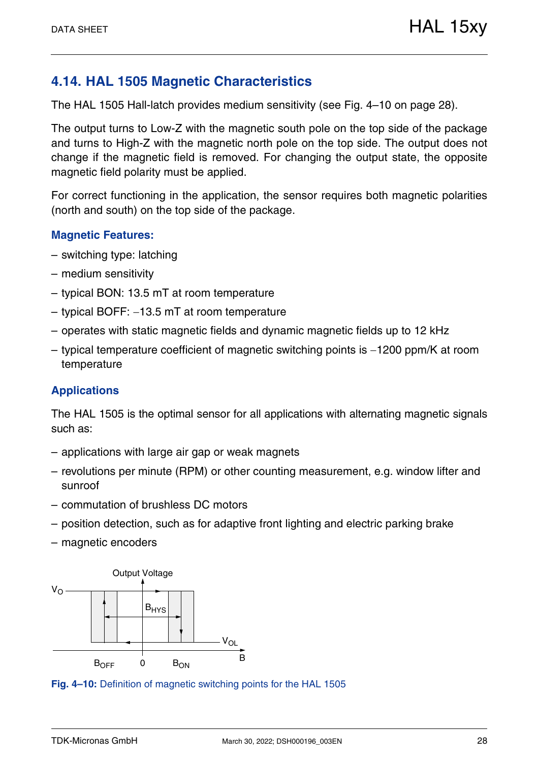## 4.14. HAL 1505 Magnetic Characteristics

The HAL 1505 Hall-latch provides medium sensitivity (see Fig. 4–10 on page 28).

The output turns to Low-Z with the magnetic south pole on the top side of the package and turns to High-Z with the magnetic north pole on the top side. The output does not change if the magnetic field is removed. For changing the output state, the opposite magnetic field polarity must be applied.

For correct functioning in the application, the sensor requires both magnetic polarities (north and south) on the top side of the package.

### Magnetic Features:

– switching type: latching

– medium sensitivity

– typical BON: 13.5 mT at room temperature

– typical BOFF: −13.5 mT at room temperature

– operates with static magnetic fields and dynamic magnetic fields up to 12 kHz

– typical temperature coefficient of magnetic switching points is −1200 ppm/K at room temperature

### Applications

The HAL 1505 is the optimal sensor for all applications with alternating magnetic signals such as:

– applications with large air gap or weak magnets

– revolutions per minute (RPM) or other counting measurement, e.g. window lifter and sunroof

– commutation of brushless DC motors

– position detection, such as for adaptive front lighting and electric parking brake

– magnetic encoders

Output Voltage

$V_O$

$B_{HYS}$

$V_{OL}$

$B_{OFF}$ 0 $B_{ON}$ B

**Fig. 4–10:** Definition of magnetic switching points for the HAL 1505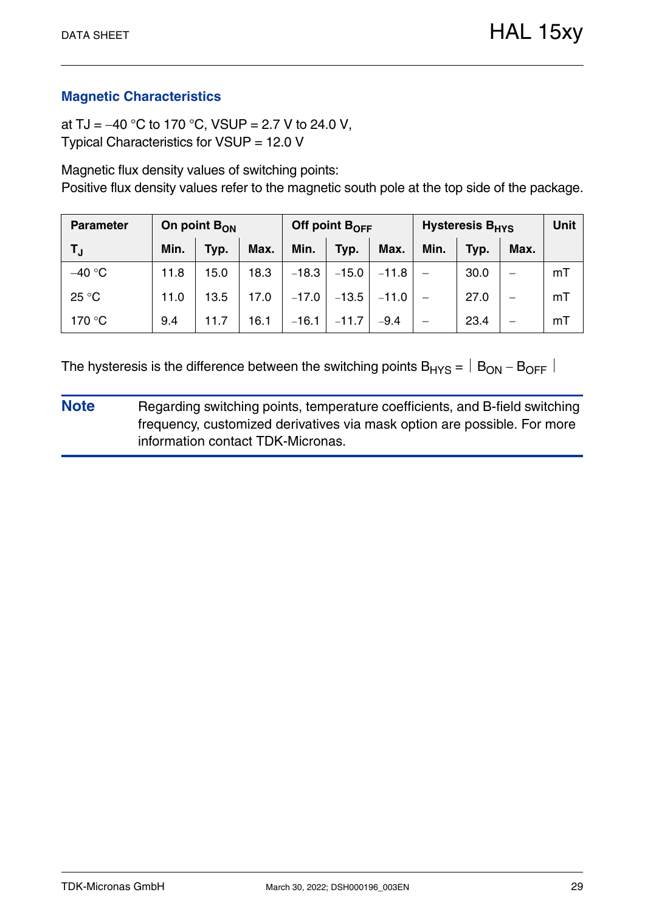## Magnetic Characteristics

at TJ = –40 °C to 170 °C, VSUP = 2.7 V to 24.0 V,
Typical Characteristics for VSUP = 12.0 V

Magnetic flux density values of switching points:
Positive flux density values refer to the magnetic south pole at the top side of the package.

| Parameter | On point $B_{ON}$ | | | Off point $B_{OFF}$ | | | Hysteresis $B_{HYS}$ | | | Unit |
|---|---|---|---|---|---|---|---|---|---|---|
| $T_J$ | Min. | Typ. | Max. | Min. | Typ. | Max. | Min. | Typ. | Max. | |
| –40 °C | 11.8 | 15.0 | 18.3 | –18.3 | –15.0 | –11.8 | – | 30.0 | – | mT |
| 25 °C | 11.0 | 13.5 | 17.0 | –17.0 | –13.5 | –11.0 | – | 27.0 | – | mT |
| 170 °C | 9.4 | 11.7 | 16.1 | –16.1 | –11.7 | –9.4 | – | 23.4 | – | mT |

The hysteresis is the difference between the switching points $B_{HYS} = |B_{ON} - B_{OFF}|$

**Note** Regarding switching points, temperature coefficients, and B-field switching frequency, customized derivatives via mask option are possible. For more information contact TDK-Micronas.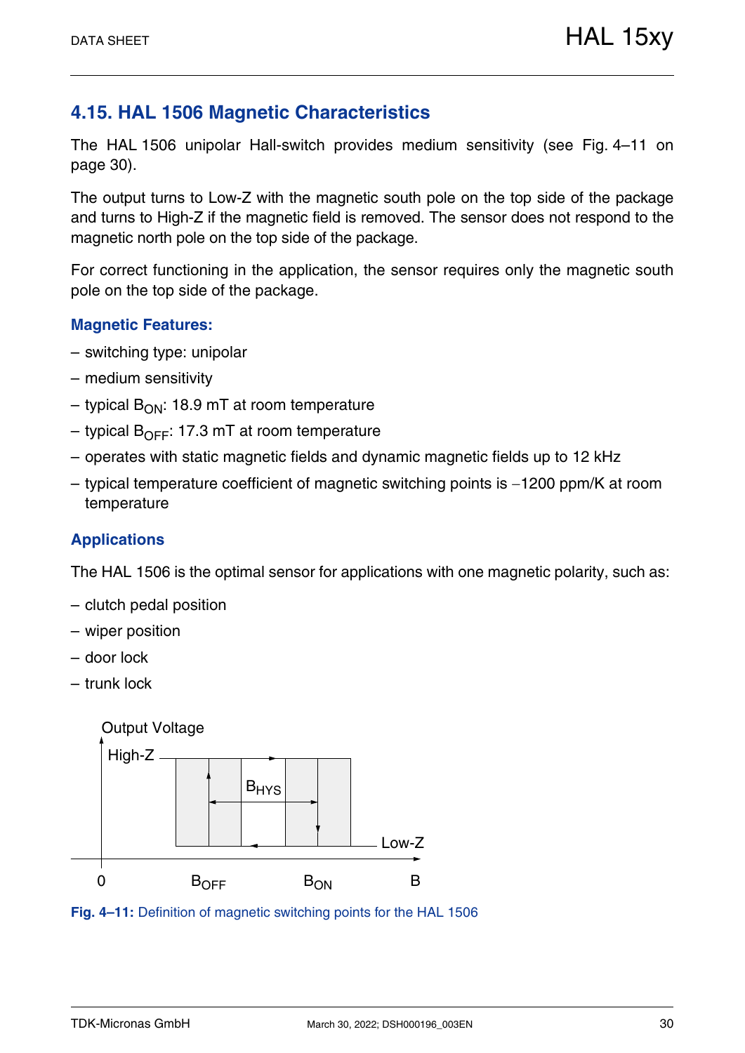## 4.15. HAL 1506 Magnetic Characteristics

The HAL 1506 unipolar Hall-switch provides medium sensitivity (see Fig. 4–11 on page 30).

The output turns to Low-Z with the magnetic south pole on the top side of the package and turns to High-Z if the magnetic field is removed. The sensor does not respond to the magnetic north pole on the top side of the package.

For correct functioning in the application, the sensor requires only the magnetic south pole on the top side of the package.

### Magnetic Features:

- switching type: unipolar
- medium sensitivity
- typical $B_{ON}$: 18.9 mT at room temperature
- typical $B_{OFF}$: 17.3 mT at room temperature
- operates with static magnetic fields and dynamic magnetic fields up to 12 kHz
- typical temperature coefficient of magnetic switching points is −1200 ppm/K at room temperature

### Applications

The HAL 1506 is the optimal sensor for applications with one magnetic polarity, such as:

- clutch pedal position
- wiper position
- door lock
- trunk lock

Output Voltage

High-Z

$B_{HYS}$

Low-Z

0 $B_{OFF}$ $B_{ON}$ B

**Fig. 4–11:** Definition of magnetic switching points for the HAL 1506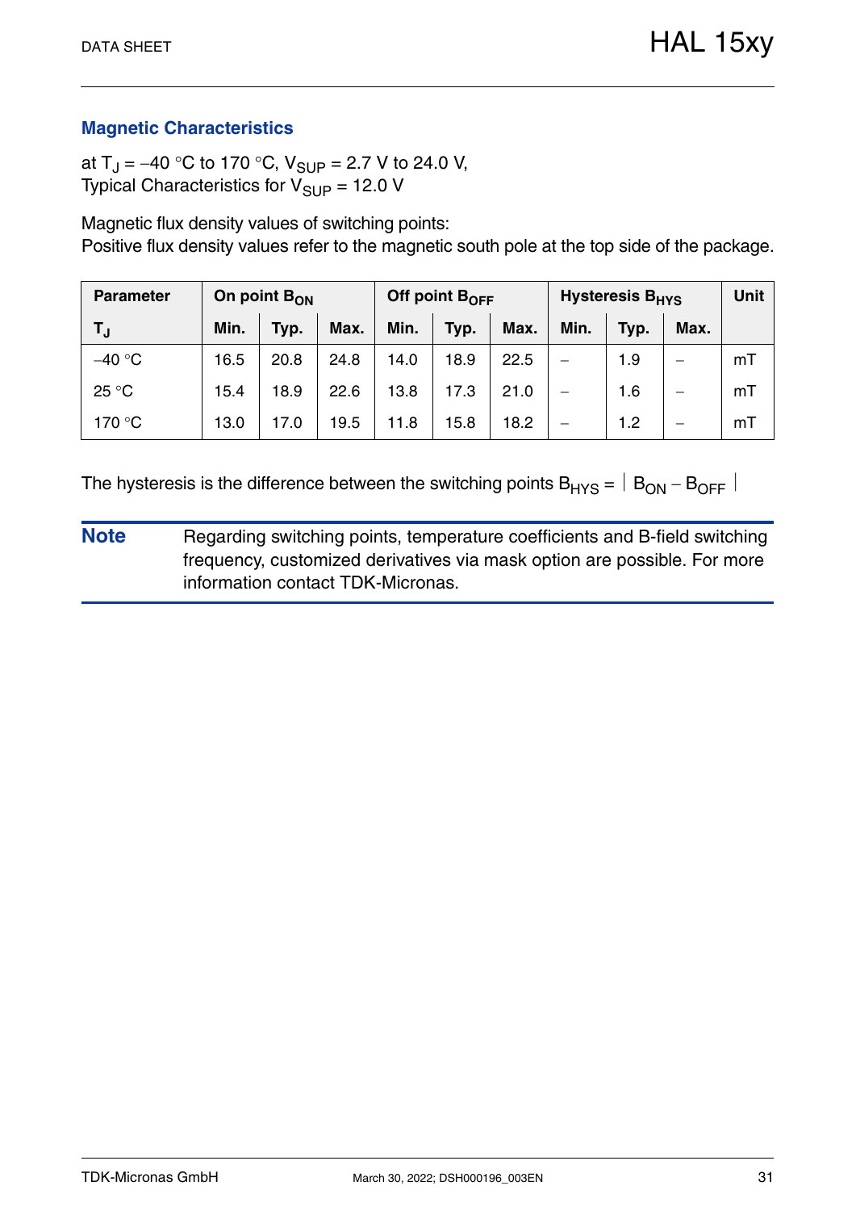## Magnetic Characteristics

at $T_J$ = −40 °C to 170 °C, $V_{SUP}$ = 2.7 V to 24.0 V,
Typical Characteristics for $V_{SUP}$ = 12.0 V

Magnetic flux density values of switching points:
Positive flux density values refer to the magnetic south pole at the top side of the package.

| Parameter | On point $B_{ON}$ | | | Off point $B_{OFF}$ | | | Hysteresis $B_{HYS}$ | | | Unit |
|---|---|---|---|---|---|---|---|---|---|---|
| $T_J$ | Min. | Typ. | Max. | Min. | Typ. | Max. | Min. | Typ. | Max. | |
| −40 °C | 16.5 | 20.8 | 24.8 | 14.0 | 18.9 | 22.5 | − | 1.9 | − | mT |
| 25 °C | 15.4 | 18.9 | 22.6 | 13.8 | 17.3 | 21.0 | − | 1.6 | − | mT |
| 170 °C | 13.0 | 17.0 | 19.5 | 11.8 | 15.8 | 18.2 | − | 1.2 | − | mT |

The hysteresis is the difference between the switching points $B_{HYS} = |B_{ON} - B_{OFF}|$

**Note** Regarding switching points, temperature coefficients and B-field switching frequency, customized derivatives via mask option are possible. For more information contact TDK-Micronas.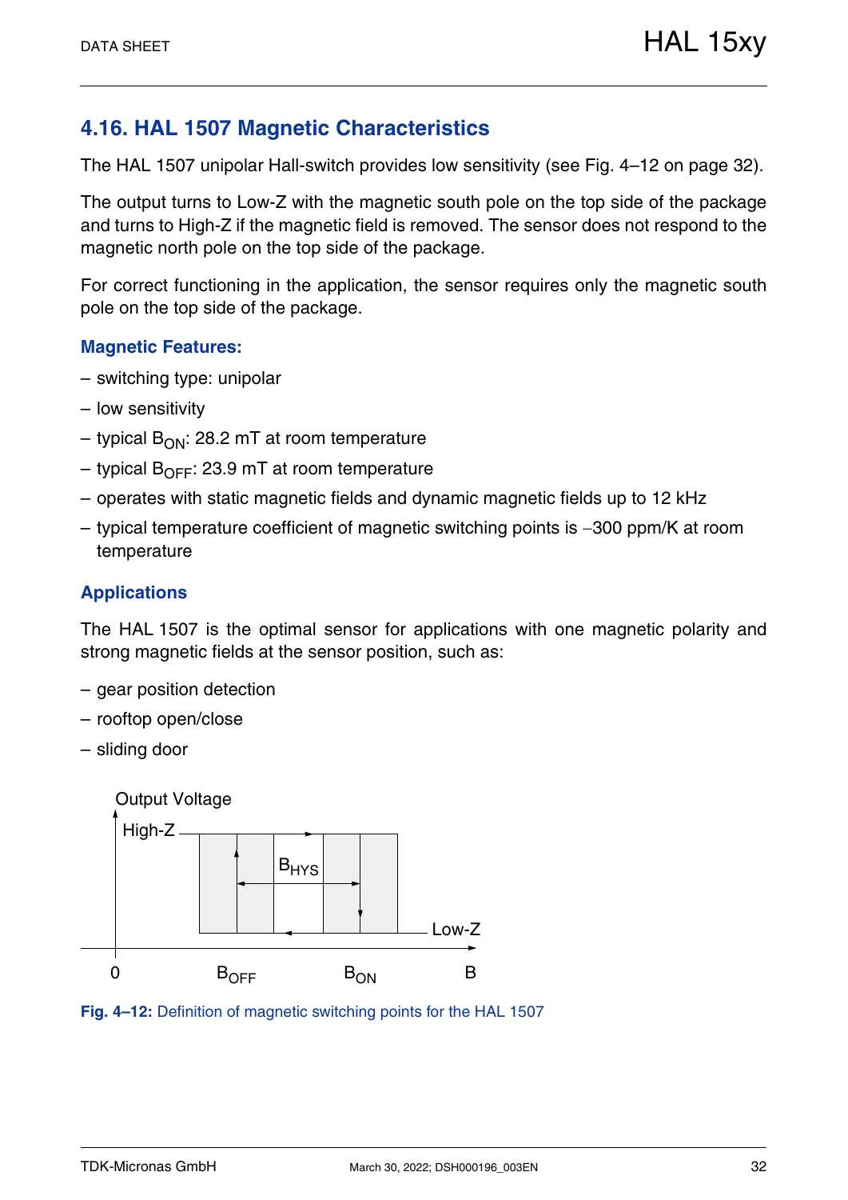## 4.16. HAL 1507 Magnetic Characteristics

The HAL 1507 unipolar Hall-switch provides low sensitivity (see Fig. 4–12 on page 32).

The output turns to Low-Z with the magnetic south pole on the top side of the package and turns to High-Z if the magnetic field is removed. The sensor does not respond to the magnetic north pole on the top side of the package.

For correct functioning in the application, the sensor requires only the magnetic south pole on the top side of the package.

### Magnetic Features:

– switching type: unipolar

– low sensitivity

– typical $B_{ON}$: 28.2 mT at room temperature

– typical $B_{OFF}$: 23.9 mT at room temperature

– operates with static magnetic fields and dynamic magnetic fields up to 12 kHz

– typical temperature coefficient of magnetic switching points is −300 ppm/K at room temperature

### Applications

The HAL 1507 is the optimal sensor for applications with one magnetic polarity and strong magnetic fields at the sensor position, such as:

– gear position detection

– rooftop open/close

– sliding door

**Fig. 4–12:** Definition of magnetic switching points for the HAL 1507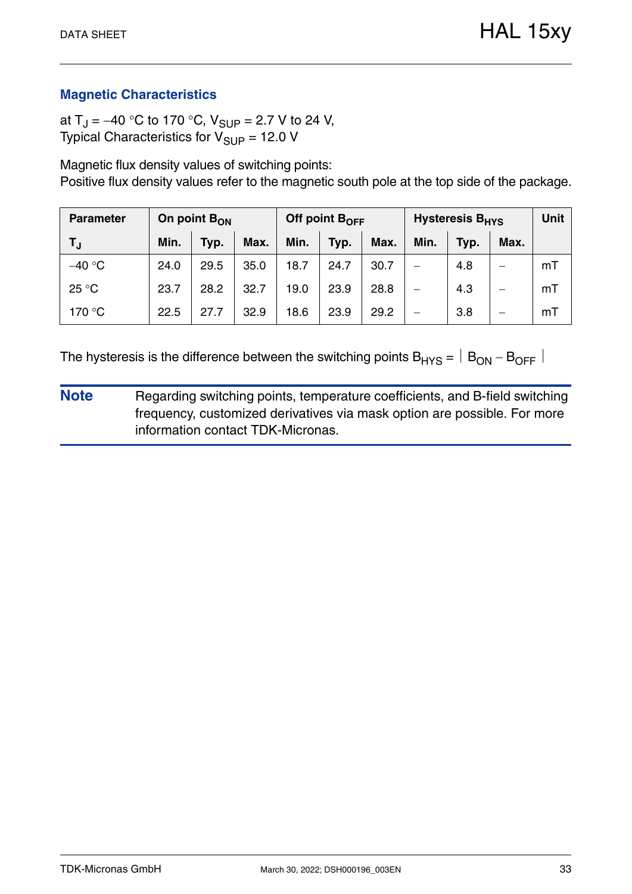## Magnetic Characteristics

at $T_J = -40\ °C$ to $170\ °C$, $V_{SUP} = 2.7\ V$ to $24\ V$,
Typical Characteristics for $V_{SUP} = 12.0\ V$

Magnetic flux density values of switching points:
Positive flux density values refer to the magnetic south pole at the top side of the package.

| Parameter | On point $B_{ON}$ | | | Off point $B_{OFF}$ | | | Hysteresis $B_{HYS}$ | | | Unit |
|---|---|---|---|---|---|---|---|---|---|---|
| $T_J$ | Min. | Typ. | Max. | Min. | Typ. | Max. | Min. | Typ. | Max. | |
| −40 °C | 24.0 | 29.5 | 35.0 | 18.7 | 24.7 | 30.7 | − | 4.8 | − | mT |
| 25 °C | 23.7 | 28.2 | 32.7 | 19.0 | 23.9 | 28.8 | − | 4.3 | − | mT |
| 170 °C | 22.5 | 27.7 | 32.9 | 18.6 | 23.9 | 29.2 | − | 3.8 | − | mT |

The hysteresis is the difference between the switching points $B_{HYS} = |B_{ON} - B_{OFF}|$

**Note** Regarding switching points, temperature coefficients, and B-field switching frequency, customized derivatives via mask option are possible. For more information contact TDK-Micronas.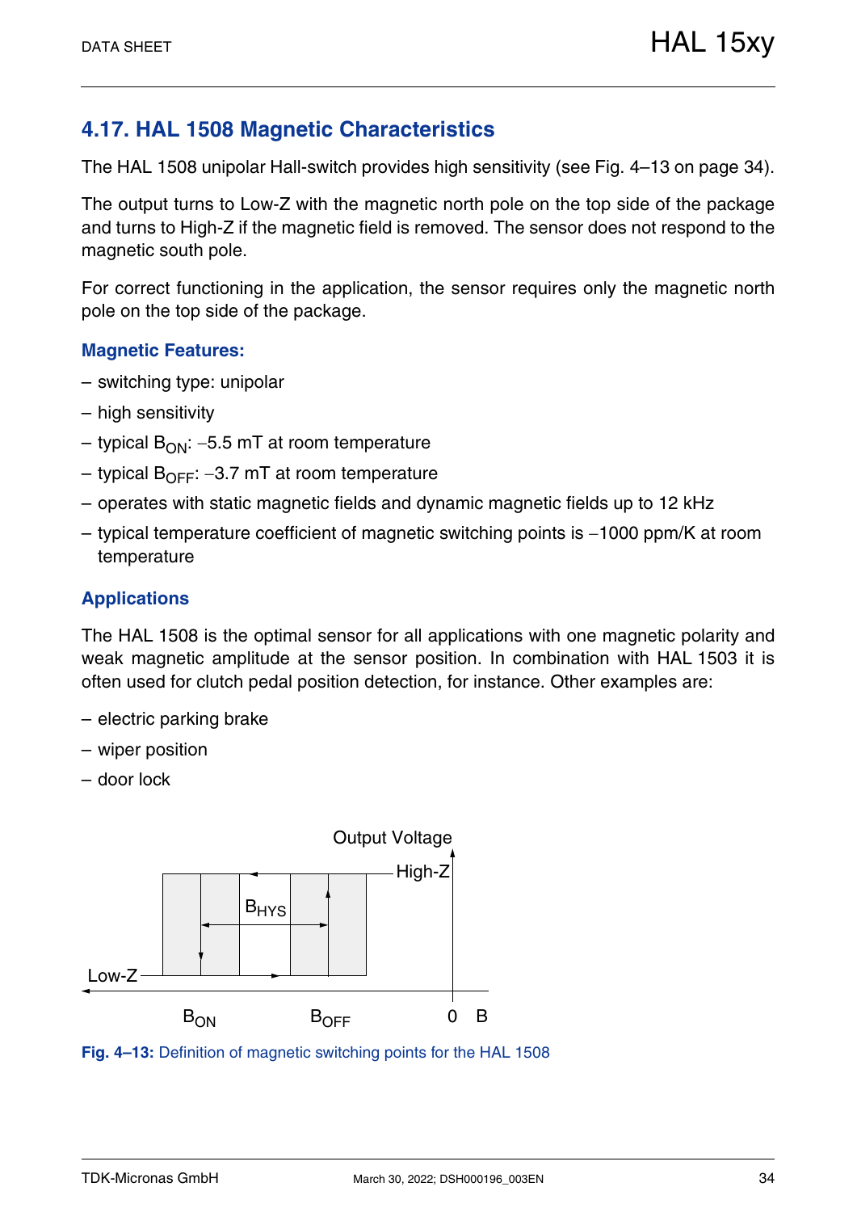## 4.17. HAL 1508 Magnetic Characteristics

The HAL 1508 unipolar Hall-switch provides high sensitivity (see Fig. 4–13 on page 34).

The output turns to Low-Z with the magnetic north pole on the top side of the package and turns to High-Z if the magnetic field is removed. The sensor does not respond to the magnetic south pole.

For correct functioning in the application, the sensor requires only the magnetic north pole on the top side of the package.

### Magnetic Features:

- switching type: unipolar
- high sensitivity
- typical $B_{ON}$: −5.5 mT at room temperature
- typical $B_{OFF}$: −3.7 mT at room temperature
- operates with static magnetic fields and dynamic magnetic fields up to 12 kHz
- typical temperature coefficient of magnetic switching points is −1000 ppm/K at room temperature

### Applications

The HAL 1508 is the optimal sensor for all applications with one magnetic polarity and weak magnetic amplitude at the sensor position. In combination with HAL 1503 it is often used for clutch pedal position detection, for instance. Other examples are:

- electric parking brake
- wiper position
- door lock

**Fig. 4–13:** Definition of magnetic switching points for the HAL 1508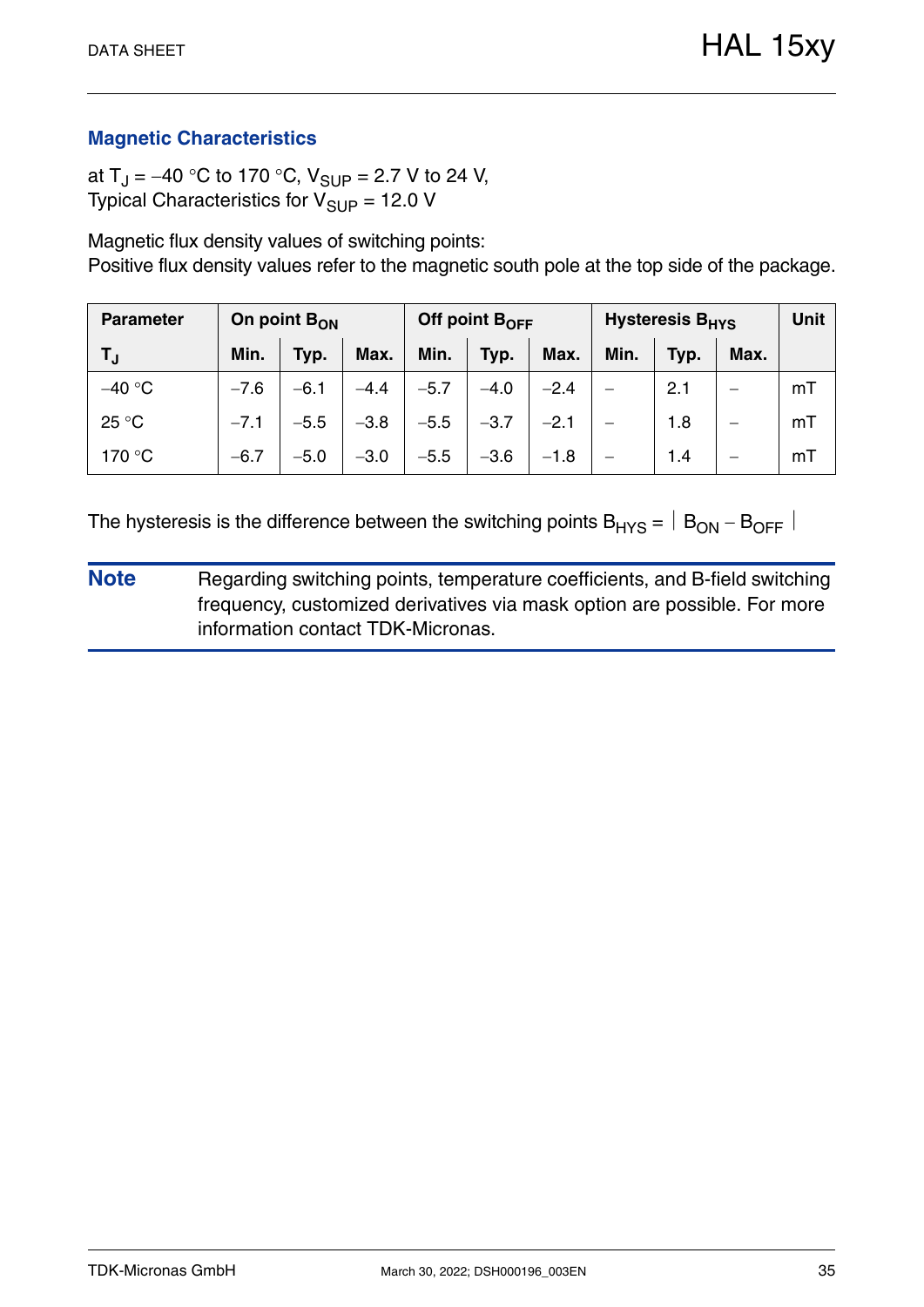## Magnetic Characteristics

at $T_J$ = −40 °C to 170 °C, $V_{SUP}$ = 2.7 V to 24 V,
Typical Characteristics for $V_{SUP}$ = 12.0 V

Magnetic flux density values of switching points:
Positive flux density values refer to the magnetic south pole at the top side of the package.

| Parameter | On point $B_{ON}$ | | | Off point $B_{OFF}$ | | | Hysteresis $B_{HYS}$ | | | Unit |
|---|---|---|---|---|---|---|---|---|---|---|
| $T_J$ | Min. | Typ. | Max. | Min. | Typ. | Max. | Min. | Typ. | Max. | |
| −40 °C | −7.6 | −6.1 | −4.4 | −5.7 | −4.0 | −2.4 | – | 2.1 | – | mT |
| 25 °C | −7.1 | −5.5 | −3.8 | −5.5 | −3.7 | −2.1 | – | 1.8 | – | mT |
| 170 °C | −6.7 | −5.0 | −3.0 | −5.5 | −3.6 | −1.8 | – | 1.4 | – | mT |

The hysteresis is the difference between the switching points $B_{HYS} = |B_{ON} - B_{OFF}|$

**Note** Regarding switching points, temperature coefficients, and B-field switching frequency, customized derivatives via mask option are possible. For more information contact TDK-Micronas.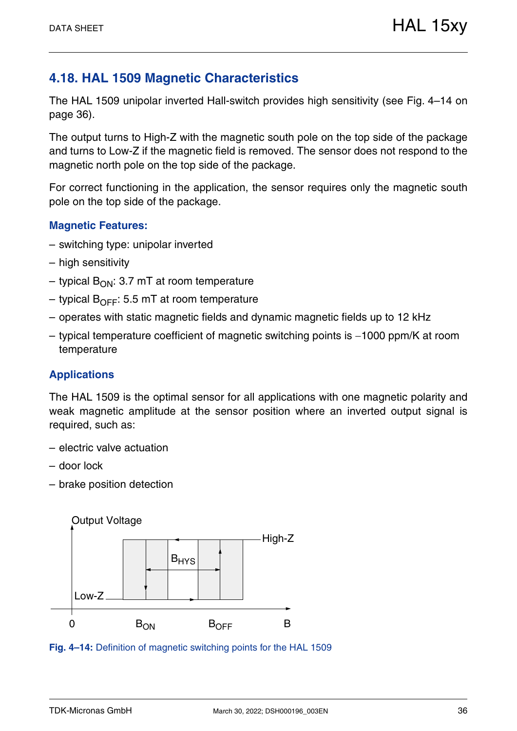## 4.18. HAL 1509 Magnetic Characteristics

The HAL 1509 unipolar inverted Hall-switch provides high sensitivity (see Fig. 4–14 on page 36).

The output turns to High-Z with the magnetic south pole on the top side of the package and turns to Low-Z if the magnetic field is removed. The sensor does not respond to the magnetic north pole on the top side of the package.

For correct functioning in the application, the sensor requires only the magnetic south pole on the top side of the package.

### Magnetic Features:

- switching type: unipolar inverted
- high sensitivity
- typical $B_{ON}$: 3.7 mT at room temperature
- typical $B_{OFF}$: 5.5 mT at room temperature
- operates with static magnetic fields and dynamic magnetic fields up to 12 kHz
- typical temperature coefficient of magnetic switching points is −1000 ppm/K at room temperature

### Applications

The HAL 1509 is the optimal sensor for all applications with one magnetic polarity and weak magnetic amplitude at the sensor position where an inverted output signal is required, such as:

- electric valve actuation
- door lock
- brake position detection

**Fig. 4–14:** Definition of magnetic switching points for the HAL 1509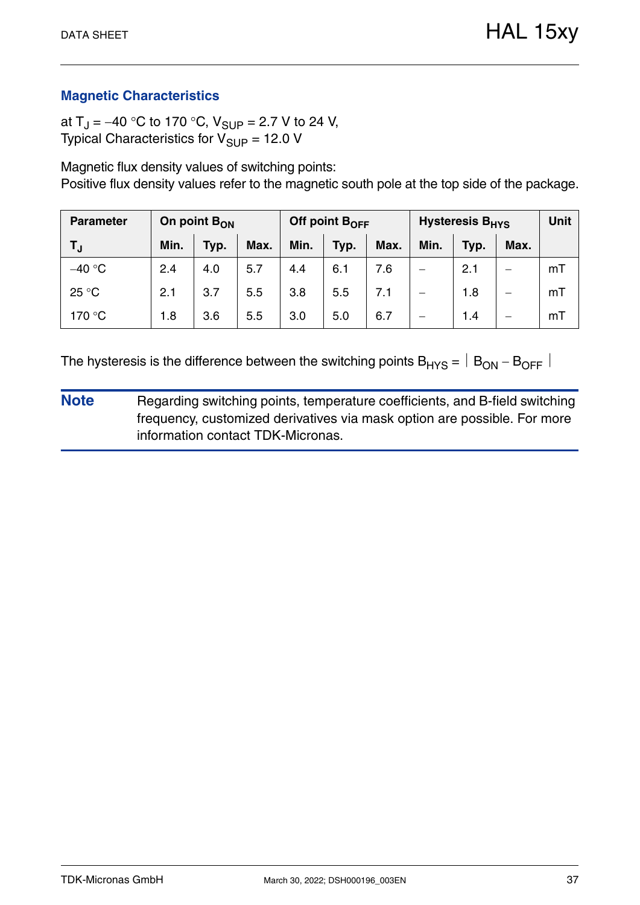## Magnetic Characteristics

at $T_J$ = –40 °C to 170 °C, $V_{SUP}$ = 2.7 V to 24 V,
Typical Characteristics for $V_{SUP}$ = 12.0 V

Magnetic flux density values of switching points:
Positive flux density values refer to the magnetic south pole at the top side of the package.

| Parameter | On point $B_{ON}$ | | | Off point $B_{OFF}$ | | | Hysteresis $B_{HYS}$ | | | Unit |
|---|---|---|---|---|---|---|---|---|---|---|
| $T_J$ | Min. | Typ. | Max. | Min. | Typ. | Max. | Min. | Typ. | Max. | |
| –40 °C | 2.4 | 4.0 | 5.7 | 4.4 | 6.1 | 7.6 | – | 2.1 | – | mT |
| 25 °C | 2.1 | 3.7 | 5.5 | 3.8 | 5.5 | 7.1 | – | 1.8 | – | mT |
| 170 °C | 1.8 | 3.6 | 5.5 | 3.0 | 5.0 | 6.7 | – | 1.4 | – | mT |

The hysteresis is the difference between the switching points $B_{HYS} = |B_{ON} - B_{OFF}|$

**Note** Regarding switching points, temperature coefficients, and B-field switching frequency, customized derivatives via mask option are possible. For more information contact TDK-Micronas.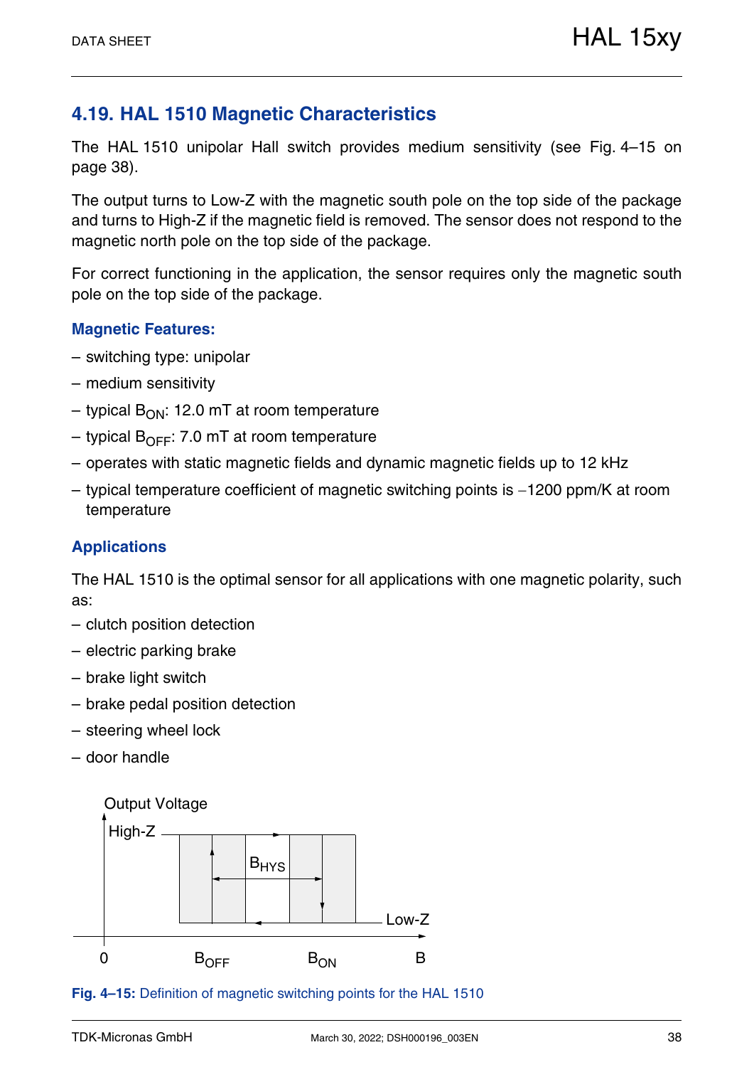## 4.19. HAL 1510 Magnetic Characteristics

The HAL 1510 unipolar Hall switch provides medium sensitivity (see Fig. 4–15 on page 38).

The output turns to Low-Z with the magnetic south pole on the top side of the package and turns to High-Z if the magnetic field is removed. The sensor does not respond to the magnetic north pole on the top side of the package.

For correct functioning in the application, the sensor requires only the magnetic south pole on the top side of the package.

### Magnetic Features:

- switching type: unipolar
- medium sensitivity
- typical $B_{ON}$: 12.0 mT at room temperature
- typical $B_{OFF}$: 7.0 mT at room temperature
- operates with static magnetic fields and dynamic magnetic fields up to 12 kHz
- typical temperature coefficient of magnetic switching points is −1200 ppm/K at room temperature

### Applications

The HAL 1510 is the optimal sensor for all applications with one magnetic polarity, such as:

- clutch position detection
- electric parking brake
- brake light switch
- brake pedal position detection
- steering wheel lock
- door handle

Output Voltage, High-Z, Low-Z, $B_{HYS}$, 0, $B_{OFF}$, $B_{ON}$, B

**Fig. 4–15:** Definition of magnetic switching points for the HAL 1510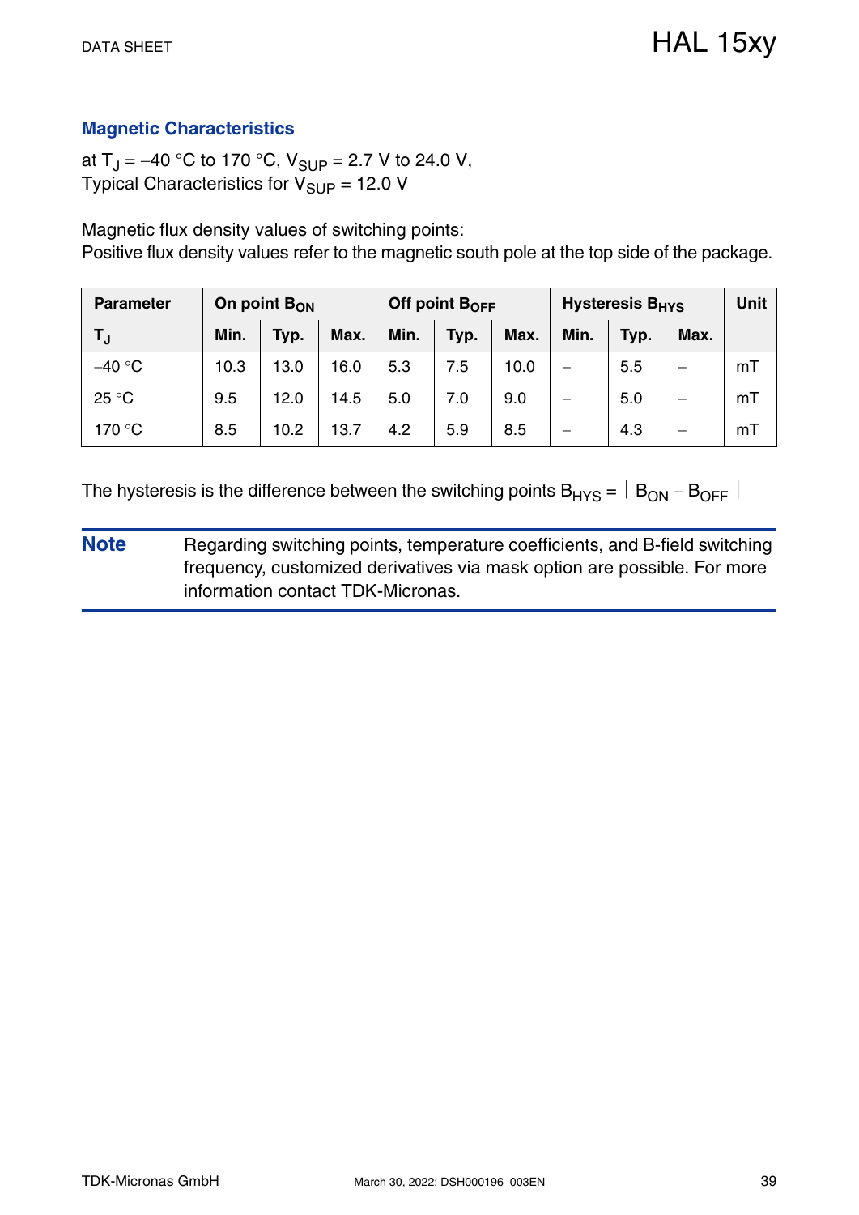## Magnetic Characteristics

at $T_J$ = –40 °C to 170 °C, $V_{SUP}$ = 2.7 V to 24.0 V,
Typical Characteristics for $V_{SUP}$ = 12.0 V

Magnetic flux density values of switching points:
Positive flux density values refer to the magnetic south pole at the top side of the package.

| Parameter | On point $B_{ON}$ | | | Off point $B_{OFF}$ | | | Hysteresis $B_{HYS}$ | | | Unit |
|---|---|---|---|---|---|---|---|---|---|---|
| $T_J$ | Min. | Typ. | Max. | Min. | Typ. | Max. | Min. | Typ. | Max. | |
| –40 °C | 10.3 | 13.0 | 16.0 | 5.3 | 7.5 | 10.0 | – | 5.5 | – | mT |
| 25 °C | 9.5 | 12.0 | 14.5 | 5.0 | 7.0 | 9.0 | – | 5.0 | – | mT |
| 170 °C | 8.5 | 10.2 | 13.7 | 4.2 | 5.9 | 8.5 | – | 4.3 | – | mT |

The hysteresis is the difference between the switching points $B_{HYS} = |B_{ON} - B_{OFF}|$

**Note** Regarding switching points, temperature coefficients, and B-field switching frequency, customized derivatives via mask option are possible. For more information contact TDK-Micronas.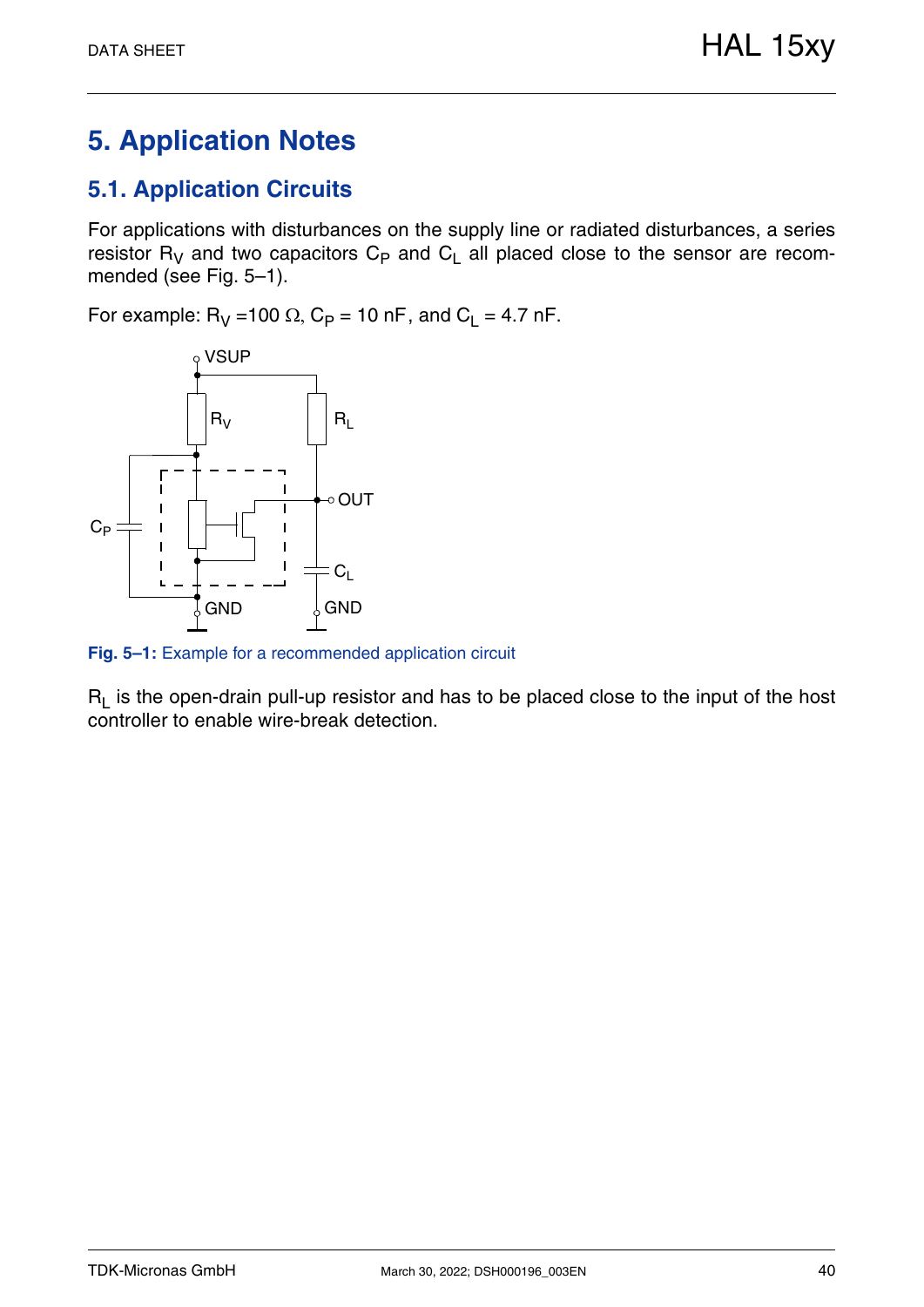# 5. Application Notes

## 5.1. Application Circuits

For applications with disturbances on the supply line or radiated disturbances, a series resistor $R_V$ and two capacitors $C_P$ and $C_L$ all placed close to the sensor are recommended (see Fig. 5–1).

For example: $R_V$ =100 Ω, $C_P$ = 10 nF, and $C_L$ = 4.7 nF.

**Fig. 5–1:** Example for a recommended application circuit

$R_L$ is the open-drain pull-up resistor and has to be placed close to the input of the host controller to enable wire-break detection.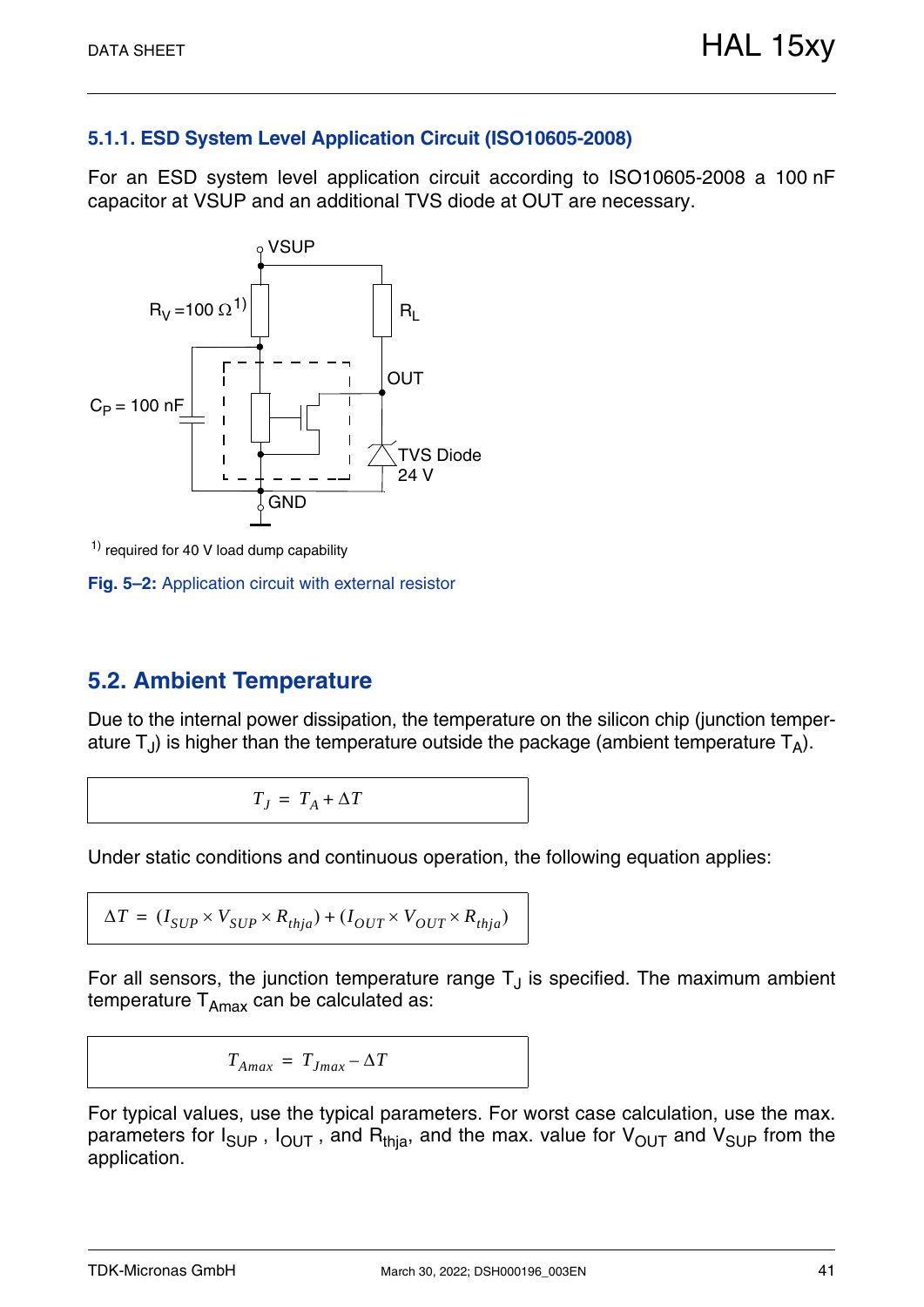### 5.1.1. ESD System Level Application Circuit (ISO10605-2008)

For an ESD system level application circuit according to ISO10605-2008 a 100 nF capacitor at VSUP and an additional TVS diode at OUT are necessary.

[1] required for 40 V load dump capability

**Fig. 5–2:** Application circuit with external resistor

## 5.2. Ambient Temperature

Due to the internal power dissipation, the temperature on the silicon chip (junction temperature $T_J$) is higher than the temperature outside the package (ambient temperature $T_A$).

$$T_J = T_A + \Delta T$$

Under static conditions and continuous operation, the following equation applies:

$$\Delta T = (I_{SUP} \times V_{SUP} \times R_{thja}) + (I_{OUT} \times V_{OUT} \times R_{thja})$$

For all sensors, the junction temperature range $T_J$ is specified. The maximum ambient temperature $T_{Amax}$ can be calculated as:

$$T_{Amax} = T_{Jmax} - \Delta T$$

For typical values, use the typical parameters. For worst case calculation, use the max. parameters for $I_{SUP}$ , $I_{OUT}$ , and $R_{thja}$, and the max. value for $V_{OUT}$ and $V_{SUP}$ from the application.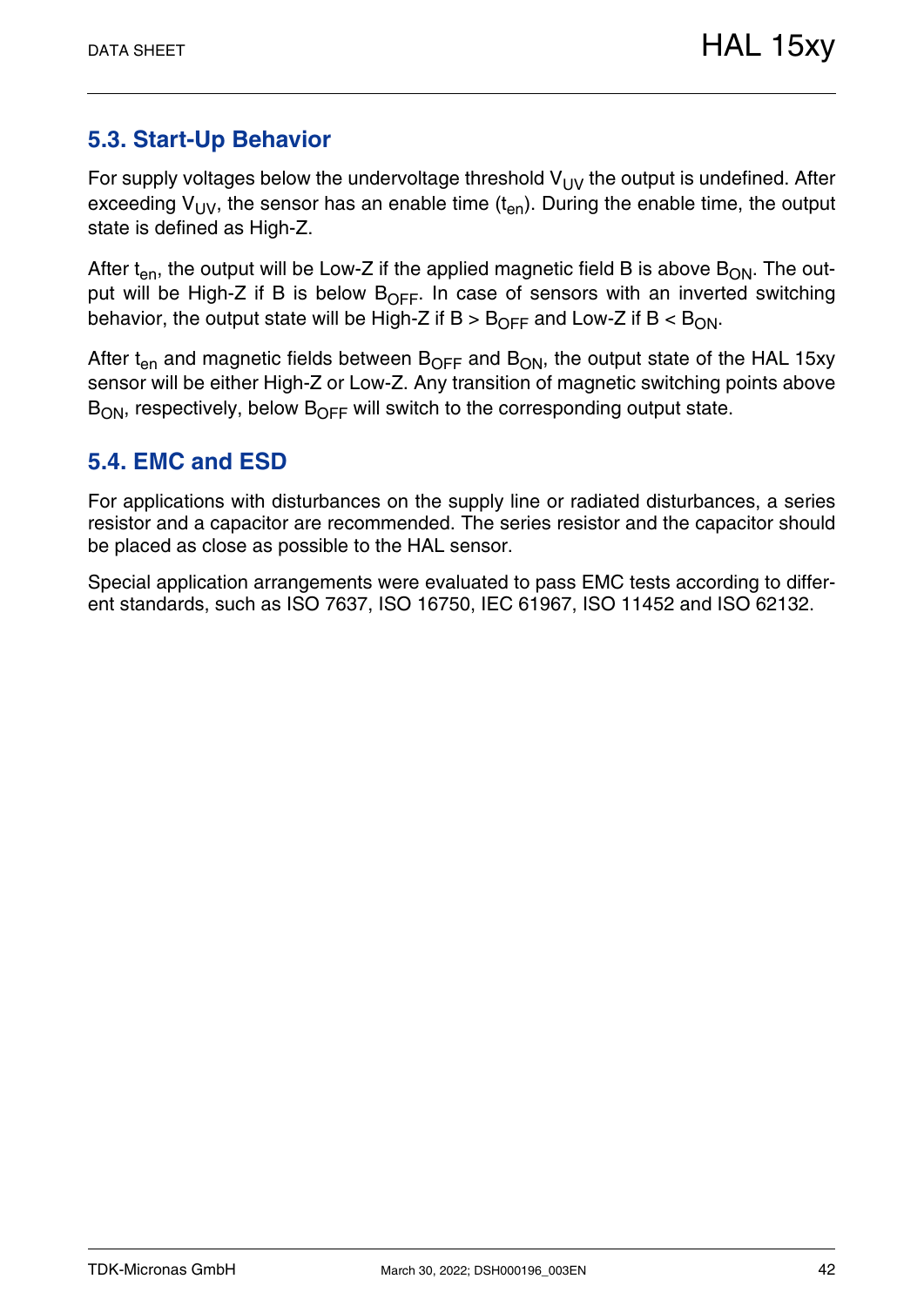## 5.3. Start-Up Behavior

For supply voltages below the undervoltage threshold $V_{UV}$ the output is undefined. After exceeding $V_{UV}$, the sensor has an enable time ($t_{en}$). During the enable time, the output state is defined as High-Z.

After $t_{en}$, the output will be Low-Z if the applied magnetic field B is above $B_{ON}$. The output will be High-Z if B is below $B_{OFF}$. In case of sensors with an inverted switching behavior, the output state will be High-Z if $B > B_{OFF}$ and Low-Z if $B < B_{ON}$.

After $t_{en}$ and magnetic fields between $B_{OFF}$ and $B_{ON}$, the output state of the HAL 15xy sensor will be either High-Z or Low-Z. Any transition of magnetic switching points above $B_{ON}$, respectively, below $B_{OFF}$ will switch to the corresponding output state.

## 5.4. EMC and ESD

For applications with disturbances on the supply line or radiated disturbances, a series resistor and a capacitor are recommended. The series resistor and the capacitor should be placed as close as possible to the HAL sensor.

Special application arrangements were evaluated to pass EMC tests according to different standards, such as ISO 7637, ISO 16750, IEC 61967, ISO 11452 and ISO 62132.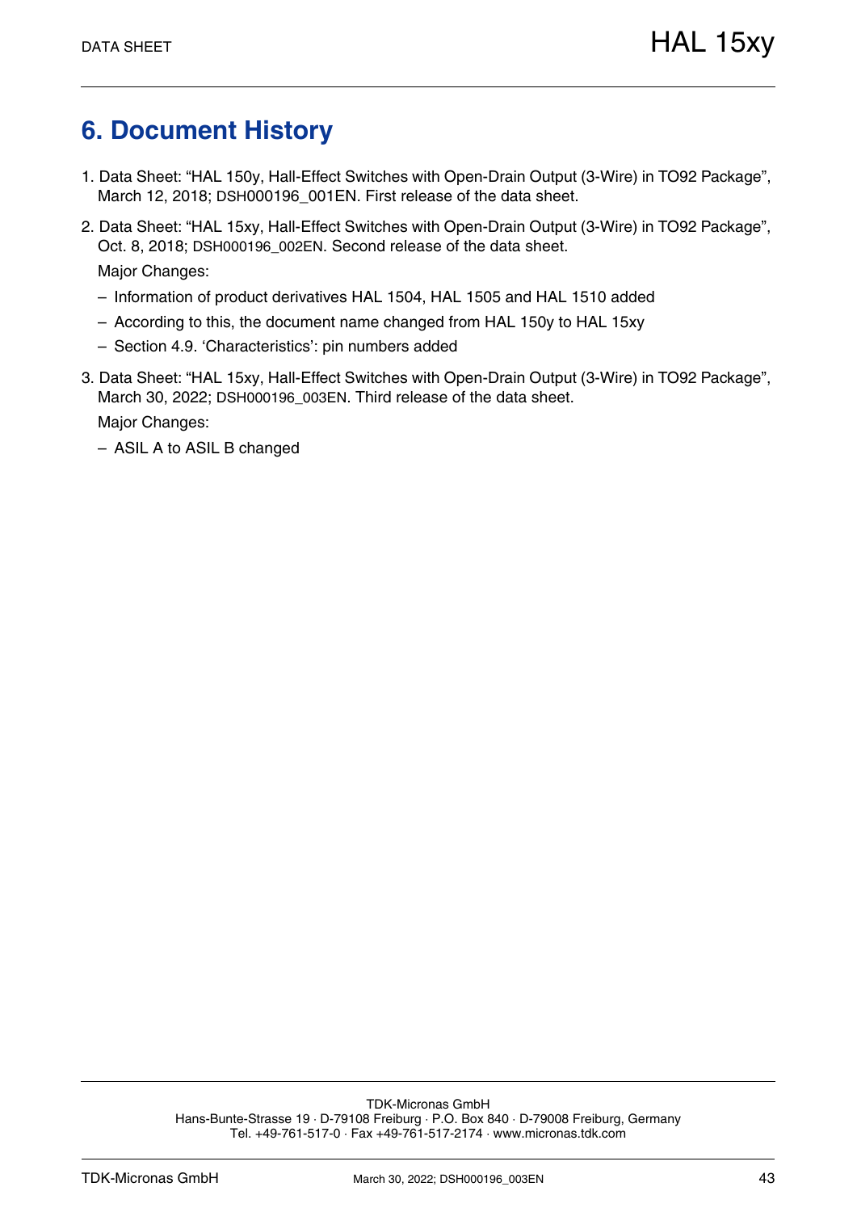# 6. Document History

1. Data Sheet: "HAL 150y, Hall-Effect Switches with Open-Drain Output (3-Wire) in TO92 Package", March 12, 2018; DSH000196_001EN. First release of the data sheet.

2. Data Sheet: "HAL 15xy, Hall-Effect Switches with Open-Drain Output (3-Wire) in TO92 Package", Oct. 8, 2018; DSH000196_002EN. Second release of the data sheet.

   Major Changes:

   – Information of product derivatives HAL 1504, HAL 1505 and HAL 1510 added
   
   – According to this, the document name changed from HAL 150y to HAL 15xy
   
   – Section 4.9. 'Characteristics': pin numbers added

3. Data Sheet: "HAL 15xy, Hall-Effect Switches with Open-Drain Output (3-Wire) in TO92 Package", March 30, 2022; DSH000196_003EN. Third release of the data sheet.

   Major Changes:

   – ASIL A to ASIL B changed

TDK-Micronas GmbH
Hans-Bunte-Strasse 19 · D-79108 Freiburg · P.O. Box 840 · D-79008 Freiburg, Germany
Tel. +49-761-517-0 · Fax +49-761-517-2174 · www.micronas.tdk.com